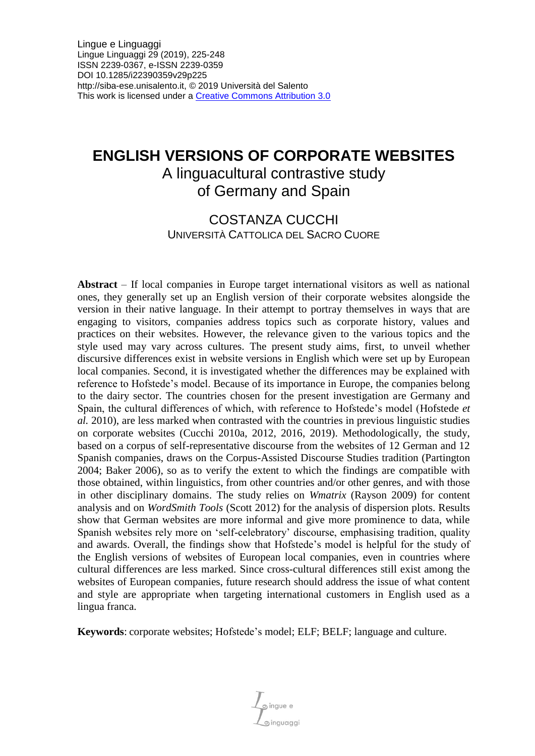Lingue e Linguaggi
Lingue Linguaggi 29 (2019), 225-248
ISSN 2239-0367, e-ISSN 2239-0359
DOI 10.1285/i22390359v29p225
http://siba-ese.unisalento.it, © 2019 Università del Salento
This work is licensed under a [Creative Commons Attribution 3.0](https://creativecommons.org/licenses/by/3.0/)

# ENGLISH VERSIONS OF CORPORATE WEBSITES

## A linguacultural contrastive study of Germany and Spain

COSTANZA CUCCHI
UNIVERSITÀ CATTOLICA DEL SACRO CUORE

**Abstract** – If local companies in Europe target international visitors as well as national ones, they generally set up an English version of their corporate websites alongside the version in their native language. In their attempt to portray themselves in ways that are engaging to visitors, companies address topics such as corporate history, values and practices on their websites. However, the relevance given to the various topics and the style used may vary across cultures. The present study aims, first, to unveil whether discursive differences exist in website versions in English which were set up by European local companies. Second, it is investigated whether the differences may be explained with reference to Hofstede's model. Because of its importance in Europe, the companies belong to the dairy sector. The countries chosen for the present investigation are Germany and Spain, the cultural differences of which, with reference to Hofstede's model (Hofstede *et al.* 2010), are less marked when contrasted with the countries in previous linguistic studies on corporate websites (Cucchi 2010a, 2012, 2016, 2019). Methodologically, the study, based on a corpus of self-representative discourse from the websites of 12 German and 12 Spanish companies, draws on the Corpus-Assisted Discourse Studies tradition (Partington 2004; Baker 2006), so as to verify the extent to which the findings are compatible with those obtained, within linguistics, from other countries and/or other genres, and with those in other disciplinary domains. The study relies on *Wmatrix* (Rayson 2009) for content analysis and on *WordSmith Tools* (Scott 2012) for the analysis of dispersion plots. Results show that German websites are more informal and give more prominence to data, while Spanish websites rely more on 'self-celebratory' discourse, emphasising tradition, quality and awards. Overall, the findings show that Hofstede's model is helpful for the study of the English versions of websites of European local companies, even in countries where cultural differences are less marked. Since cross-cultural differences still exist among the websites of European companies, future research should address the issue of what content and style are appropriate when targeting international customers in English used as a lingua franca.

**Keywords**: corporate websites; Hofstede's model; ELF; BELF; language and culture.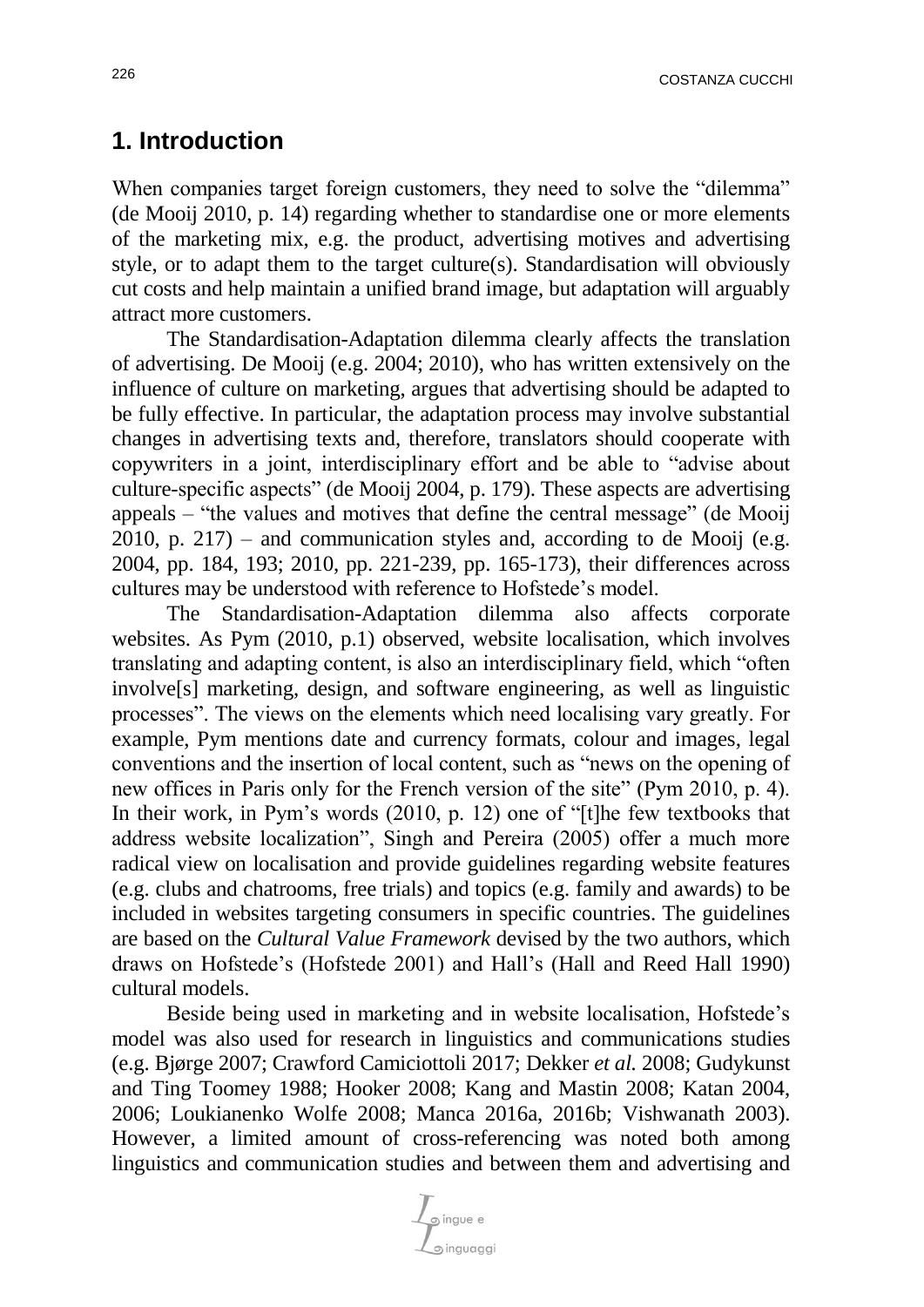## 1. Introduction

When companies target foreign customers, they need to solve the "dilemma" (de Mooij 2010, p. 14) regarding whether to standardise one or more elements of the marketing mix, e.g. the product, advertising motives and advertising style, or to adapt them to the target culture(s). Standardisation will obviously cut costs and help maintain a unified brand image, but adaptation will arguably attract more customers.

The Standardisation-Adaptation dilemma clearly affects the translation of advertising. De Mooij (e.g. 2004; 2010), who has written extensively on the influence of culture on marketing, argues that advertising should be adapted to be fully effective. In particular, the adaptation process may involve substantial changes in advertising texts and, therefore, translators should cooperate with copywriters in a joint, interdisciplinary effort and be able to "advise about culture-specific aspects" (de Mooij 2004, p. 179). These aspects are advertising appeals – "the values and motives that define the central message" (de Mooij 2010, p. 217) – and communication styles and, according to de Mooij (e.g. 2004, pp. 184, 193; 2010, pp. 221-239, pp. 165-173), their differences across cultures may be understood with reference to Hofstede's model.

The Standardisation-Adaptation dilemma also affects corporate websites. As Pym (2010, p.1) observed, website localisation, which involves translating and adapting content, is also an interdisciplinary field, which "often involve[s] marketing, design, and software engineering, as well as linguistic processes". The views on the elements which need localising vary greatly. For example, Pym mentions date and currency formats, colour and images, legal conventions and the insertion of local content, such as "news on the opening of new offices in Paris only for the French version of the site" (Pym 2010, p. 4). In their work, in Pym's words (2010, p. 12) one of "[t]he few textbooks that address website localization", Singh and Pereira (2005) offer a much more radical view on localisation and provide guidelines regarding website features (e.g. clubs and chatrooms, free trials) and topics (e.g. family and awards) to be included in websites targeting consumers in specific countries. The guidelines are based on the *Cultural Value Framework* devised by the two authors, which draws on Hofstede's (Hofstede 2001) and Hall's (Hall and Reed Hall 1990) cultural models.

Beside being used in marketing and in website localisation, Hofstede's model was also used for research in linguistics and communications studies (e.g. Bjørge 2007; Crawford Camiciottoli 2017; Dekker *et al.* 2008; Gudykunst and Ting Toomey 1988; Hooker 2008; Kang and Mastin 2008; Katan 2004, 2006; Loukianenko Wolfe 2008; Manca 2016a, 2016b; Vishwanath 2003). However, a limited amount of cross-referencing was noted both among linguistics and communication studies and between them and advertising and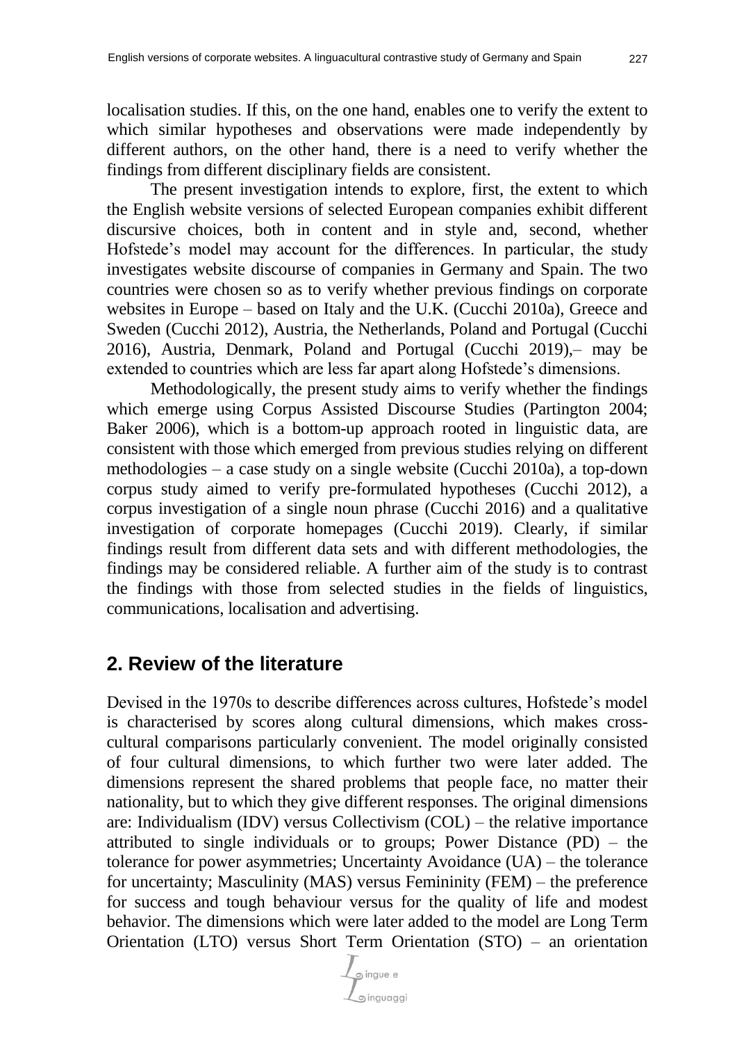localisation studies. If this, on the one hand, enables one to verify the extent to which similar hypotheses and observations were made independently by different authors, on the other hand, there is a need to verify whether the findings from different disciplinary fields are consistent.

The present investigation intends to explore, first, the extent to which the English website versions of selected European companies exhibit different discursive choices, both in content and in style and, second, whether Hofstede's model may account for the differences. In particular, the study investigates website discourse of companies in Germany and Spain. The two countries were chosen so as to verify whether previous findings on corporate websites in Europe – based on Italy and the U.K. (Cucchi 2010a), Greece and Sweden (Cucchi 2012), Austria, the Netherlands, Poland and Portugal (Cucchi 2016), Austria, Denmark, Poland and Portugal (Cucchi 2019),– may be extended to countries which are less far apart along Hofstede's dimensions.

Methodologically, the present study aims to verify whether the findings which emerge using Corpus Assisted Discourse Studies (Partington 2004; Baker 2006), which is a bottom-up approach rooted in linguistic data, are consistent with those which emerged from previous studies relying on different methodologies – a case study on a single website (Cucchi 2010a), a top-down corpus study aimed to verify pre-formulated hypotheses (Cucchi 2012), a corpus investigation of a single noun phrase (Cucchi 2016) and a qualitative investigation of corporate homepages (Cucchi 2019). Clearly, if similar findings result from different data sets and with different methodologies, the findings may be considered reliable. A further aim of the study is to contrast the findings with those from selected studies in the fields of linguistics, communications, localisation and advertising.

## 2. Review of the literature

Devised in the 1970s to describe differences across cultures, Hofstede's model is characterised by scores along cultural dimensions, which makes cross-cultural comparisons particularly convenient. The model originally consisted of four cultural dimensions, to which further two were later added. The dimensions represent the shared problems that people face, no matter their nationality, but to which they give different responses. The original dimensions are: Individualism (IDV) versus Collectivism (COL) – the relative importance attributed to single individuals or to groups; Power Distance (PD) – the tolerance for power asymmetries; Uncertainty Avoidance (UA) – the tolerance for uncertainty; Masculinity (MAS) versus Femininity (FEM) – the preference for success and tough behaviour versus for the quality of life and modest behavior. The dimensions which were later added to the model are Long Term Orientation (LTO) versus Short Term Orientation (STO) – an orientation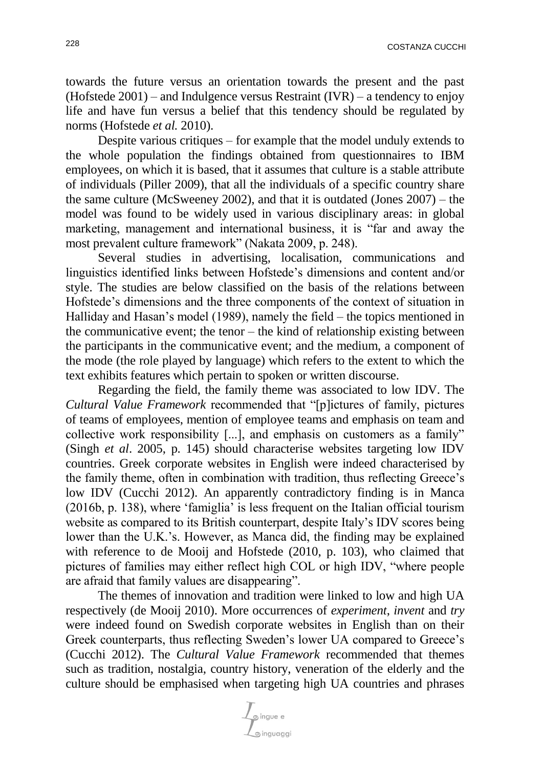towards the future versus an orientation towards the present and the past (Hofstede 2001) – and Indulgence versus Restraint (IVR) – a tendency to enjoy life and have fun versus a belief that this tendency should be regulated by norms (Hofstede *et al.* 2010).

Despite various critiques – for example that the model unduly extends to the whole population the findings obtained from questionnaires to IBM employees, on which it is based, that it assumes that culture is a stable attribute of individuals (Piller 2009), that all the individuals of a specific country share the same culture (McSweeney 2002), and that it is outdated (Jones 2007) – the model was found to be widely used in various disciplinary areas: in global marketing, management and international business, it is "far and away the most prevalent culture framework" (Nakata 2009, p. 248).

Several studies in advertising, localisation, communications and linguistics identified links between Hofstede's dimensions and content and/or style. The studies are below classified on the basis of the relations between Hofstede's dimensions and the three components of the context of situation in Halliday and Hasan's model (1989), namely the field – the topics mentioned in the communicative event; the tenor – the kind of relationship existing between the participants in the communicative event; and the medium, a component of the mode (the role played by language) which refers to the extent to which the text exhibits features which pertain to spoken or written discourse.

Regarding the field, the family theme was associated to low IDV. The *Cultural Value Framework* recommended that "[p]ictures of family, pictures of teams of employees, mention of employee teams and emphasis on team and collective work responsibility [...], and emphasis on customers as a family" (Singh *et al*. 2005, p. 145) should characterise websites targeting low IDV countries. Greek corporate websites in English were indeed characterised by the family theme, often in combination with tradition, thus reflecting Greece's low IDV (Cucchi 2012). An apparently contradictory finding is in Manca (2016b, p. 138), where 'famiglia' is less frequent on the Italian official tourism website as compared to its British counterpart, despite Italy's IDV scores being lower than the U.K.'s. However, as Manca did, the finding may be explained with reference to de Mooij and Hofstede (2010, p. 103), who claimed that pictures of families may either reflect high COL or high IDV, "where people are afraid that family values are disappearing".

The themes of innovation and tradition were linked to low and high UA respectively (de Mooij 2010). More occurrences of *experiment*, *invent* and *try* were indeed found on Swedish corporate websites in English than on their Greek counterparts, thus reflecting Sweden's lower UA compared to Greece's (Cucchi 2012). The *Cultural Value Framework* recommended that themes such as tradition, nostalgia, country history, veneration of the elderly and the culture should be emphasised when targeting high UA countries and phrases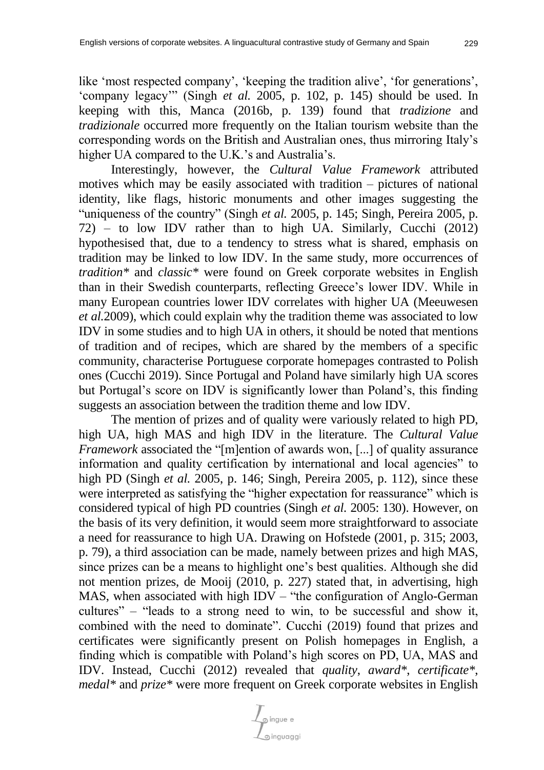like 'most respected company', 'keeping the tradition alive', 'for generations', 'company legacy'" (Singh *et al.* 2005, p. 102, p. 145) should be used. In keeping with this, Manca (2016b, p. 139) found that *tradizione* and *tradizionale* occurred more frequently on the Italian tourism website than the corresponding words on the British and Australian ones, thus mirroring Italy's higher UA compared to the U.K.'s and Australia's.

Interestingly, however, the *Cultural Value Framework* attributed motives which may be easily associated with tradition – pictures of national identity, like flags, historic monuments and other images suggesting the "uniqueness of the country" (Singh *et al.* 2005, p. 145; Singh, Pereira 2005, p. 72) – to low IDV rather than to high UA. Similarly, Cucchi (2012) hypothesised that, due to a tendency to stress what is shared, emphasis on tradition may be linked to low IDV. In the same study, more occurrences of *tradition** and *classic** were found on Greek corporate websites in English than in their Swedish counterparts, reflecting Greece's lower IDV. While in many European countries lower IDV correlates with higher UA (Meeuwesen *et al.*2009), which could explain why the tradition theme was associated to low IDV in some studies and to high UA in others, it should be noted that mentions of tradition and of recipes, which are shared by the members of a specific community, characterise Portuguese corporate homepages contrasted to Polish ones (Cucchi 2019). Since Portugal and Poland have similarly high UA scores but Portugal's score on IDV is significantly lower than Poland's, this finding suggests an association between the tradition theme and low IDV.

The mention of prizes and of quality were variously related to high PD, high UA, high MAS and high IDV in the literature. The *Cultural Value Framework* associated the "[m]ention of awards won, [...] of quality assurance information and quality certification by international and local agencies" to high PD (Singh *et al.* 2005, p. 146; Singh, Pereira 2005, p. 112), since these were interpreted as satisfying the "higher expectation for reassurance" which is considered typical of high PD countries (Singh *et al.* 2005: 130). However, on the basis of its very definition, it would seem more straightforward to associate a need for reassurance to high UA. Drawing on Hofstede (2001, p. 315; 2003, p. 79), a third association can be made, namely between prizes and high MAS, since prizes can be a means to highlight one's best qualities. Although she did not mention prizes, de Mooij (2010, p. 227) stated that, in advertising, high MAS, when associated with high IDV – "the configuration of Anglo-German cultures" – "leads to a strong need to win, to be successful and show it, combined with the need to dominate". Cucchi (2019) found that prizes and certificates were significantly present on Polish homepages in English, a finding which is compatible with Poland's high scores on PD, UA, MAS and IDV. Instead, Cucchi (2012) revealed that *quality*, *award**, *certificate**, *medal** and *prize** were more frequent on Greek corporate websites in English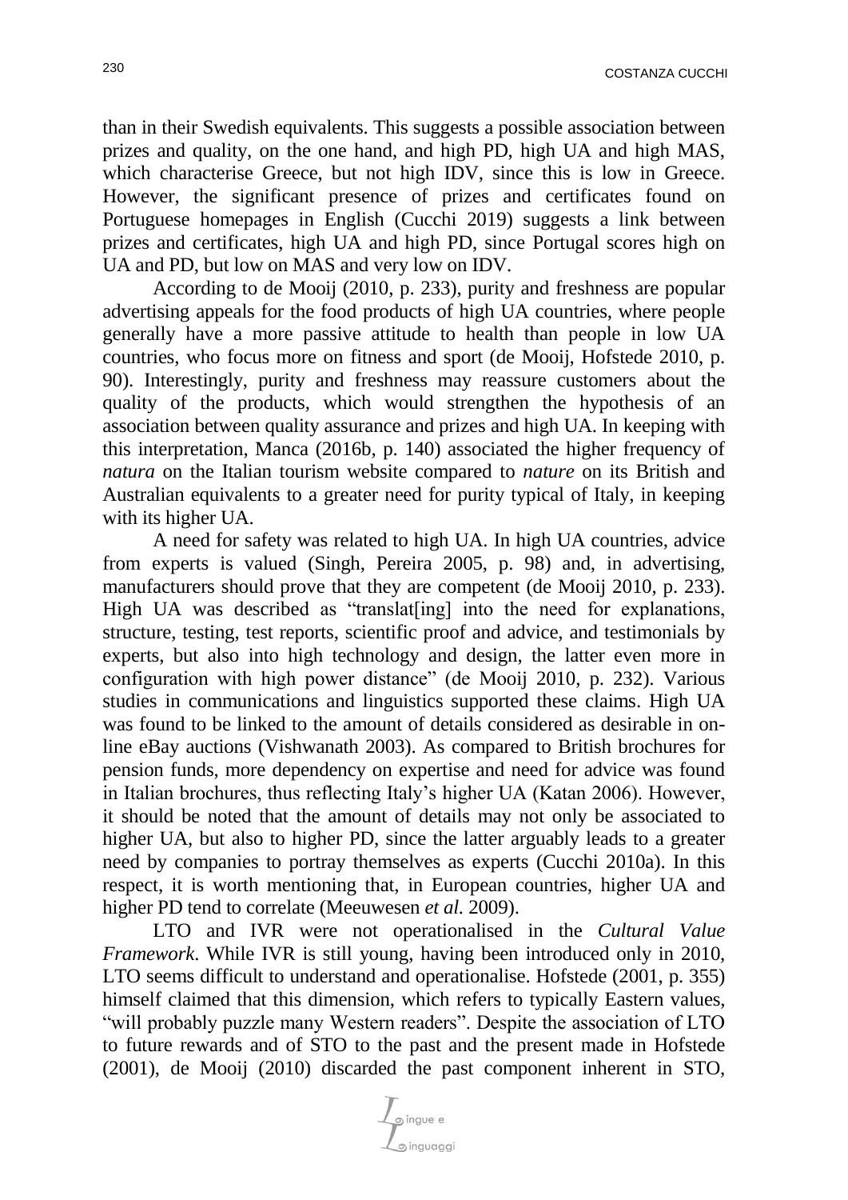than in their Swedish equivalents. This suggests a possible association between prizes and quality, on the one hand, and high PD, high UA and high MAS, which characterise Greece, but not high IDV, since this is low in Greece. However, the significant presence of prizes and certificates found on Portuguese homepages in English (Cucchi 2019) suggests a link between prizes and certificates, high UA and high PD, since Portugal scores high on UA and PD, but low on MAS and very low on IDV.

According to de Mooij (2010, p. 233), purity and freshness are popular advertising appeals for the food products of high UA countries, where people generally have a more passive attitude to health than people in low UA countries, who focus more on fitness and sport (de Mooij, Hofstede 2010, p. 90). Interestingly, purity and freshness may reassure customers about the quality of the products, which would strengthen the hypothesis of an association between quality assurance and prizes and high UA. In keeping with this interpretation, Manca (2016b, p. 140) associated the higher frequency of *natura* on the Italian tourism website compared to *nature* on its British and Australian equivalents to a greater need for purity typical of Italy, in keeping with its higher UA.

A need for safety was related to high UA. In high UA countries, advice from experts is valued (Singh, Pereira 2005, p. 98) and, in advertising, manufacturers should prove that they are competent (de Mooij 2010, p. 233). High UA was described as "translat[ing] into the need for explanations, structure, testing, test reports, scientific proof and advice, and testimonials by experts, but also into high technology and design, the latter even more in configuration with high power distance" (de Mooij 2010, p. 232). Various studies in communications and linguistics supported these claims. High UA was found to be linked to the amount of details considered as desirable in on-line eBay auctions (Vishwanath 2003). As compared to British brochures for pension funds, more dependency on expertise and need for advice was found in Italian brochures, thus reflecting Italy's higher UA (Katan 2006). However, it should be noted that the amount of details may not only be associated to higher UA, but also to higher PD, since the latter arguably leads to a greater need by companies to portray themselves as experts (Cucchi 2010a). In this respect, it is worth mentioning that, in European countries, higher UA and higher PD tend to correlate (Meeuwesen *et al.* 2009).

LTO and IVR were not operationalised in the *Cultural Value Framework*. While IVR is still young, having been introduced only in 2010, LTO seems difficult to understand and operationalise. Hofstede (2001, p. 355) himself claimed that this dimension, which refers to typically Eastern values, "will probably puzzle many Western readers". Despite the association of LTO to future rewards and of STO to the past and the present made in Hofstede (2001), de Mooij (2010) discarded the past component inherent in STO,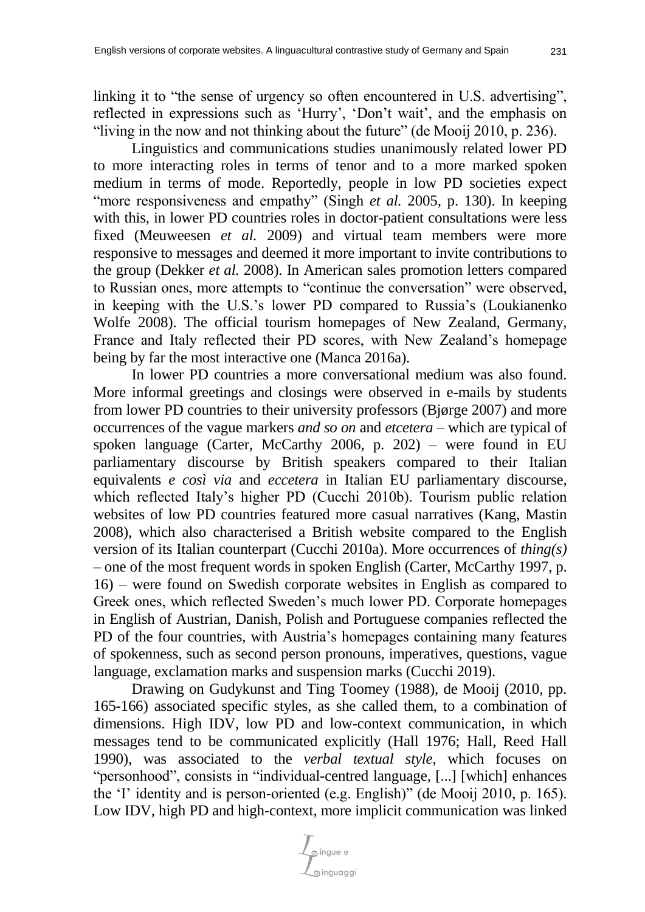linking it to "the sense of urgency so often encountered in U.S. advertising", reflected in expressions such as 'Hurry', 'Don't wait', and the emphasis on "living in the now and not thinking about the future" (de Mooij 2010, p. 236).

Linguistics and communications studies unanimously related lower PD to more interacting roles in terms of tenor and to a more marked spoken medium in terms of mode. Reportedly, people in low PD societies expect "more responsiveness and empathy" (Singh *et al.* 2005, p. 130). In keeping with this, in lower PD countries roles in doctor-patient consultations were less fixed (Meuweesen *et al.* 2009) and virtual team members were more responsive to messages and deemed it more important to invite contributions to the group (Dekker *et al.* 2008). In American sales promotion letters compared to Russian ones, more attempts to "continue the conversation" were observed, in keeping with the U.S.'s lower PD compared to Russia's (Loukianenko Wolfe 2008). The official tourism homepages of New Zealand, Germany, France and Italy reflected their PD scores, with New Zealand's homepage being by far the most interactive one (Manca 2016a).

In lower PD countries a more conversational medium was also found. More informal greetings and closings were observed in e-mails by students from lower PD countries to their university professors (Bjørge 2007) and more occurrences of the vague markers *and so on* and *etcetera* – which are typical of spoken language (Carter, McCarthy 2006, p. 202) – were found in EU parliamentary discourse by British speakers compared to their Italian equivalents *e così via* and *eccetera* in Italian EU parliamentary discourse, which reflected Italy's higher PD (Cucchi 2010b). Tourism public relation websites of low PD countries featured more casual narratives (Kang, Mastin 2008), which also characterised a British website compared to the English version of its Italian counterpart (Cucchi 2010a). More occurrences of *thing(s)* – one of the most frequent words in spoken English (Carter, McCarthy 1997, p. 16) – were found on Swedish corporate websites in English as compared to Greek ones, which reflected Sweden's much lower PD. Corporate homepages in English of Austrian, Danish, Polish and Portuguese companies reflected the PD of the four countries, with Austria's homepages containing many features of spokenness, such as second person pronouns, imperatives, questions, vague language, exclamation marks and suspension marks (Cucchi 2019).

Drawing on Gudykunst and Ting Toomey (1988), de Mooij (2010, pp. 165-166) associated specific styles, as she called them, to a combination of dimensions. High IDV, low PD and low-context communication, in which messages tend to be communicated explicitly (Hall 1976; Hall, Reed Hall 1990), was associated to the *verbal textual style*, which focuses on "personhood", consists in "individual-centred language, [...] [which] enhances the 'I' identity and is person-oriented (e.g. English)" (de Mooij 2010, p. 165). Low IDV, high PD and high-context, more implicit communication was linked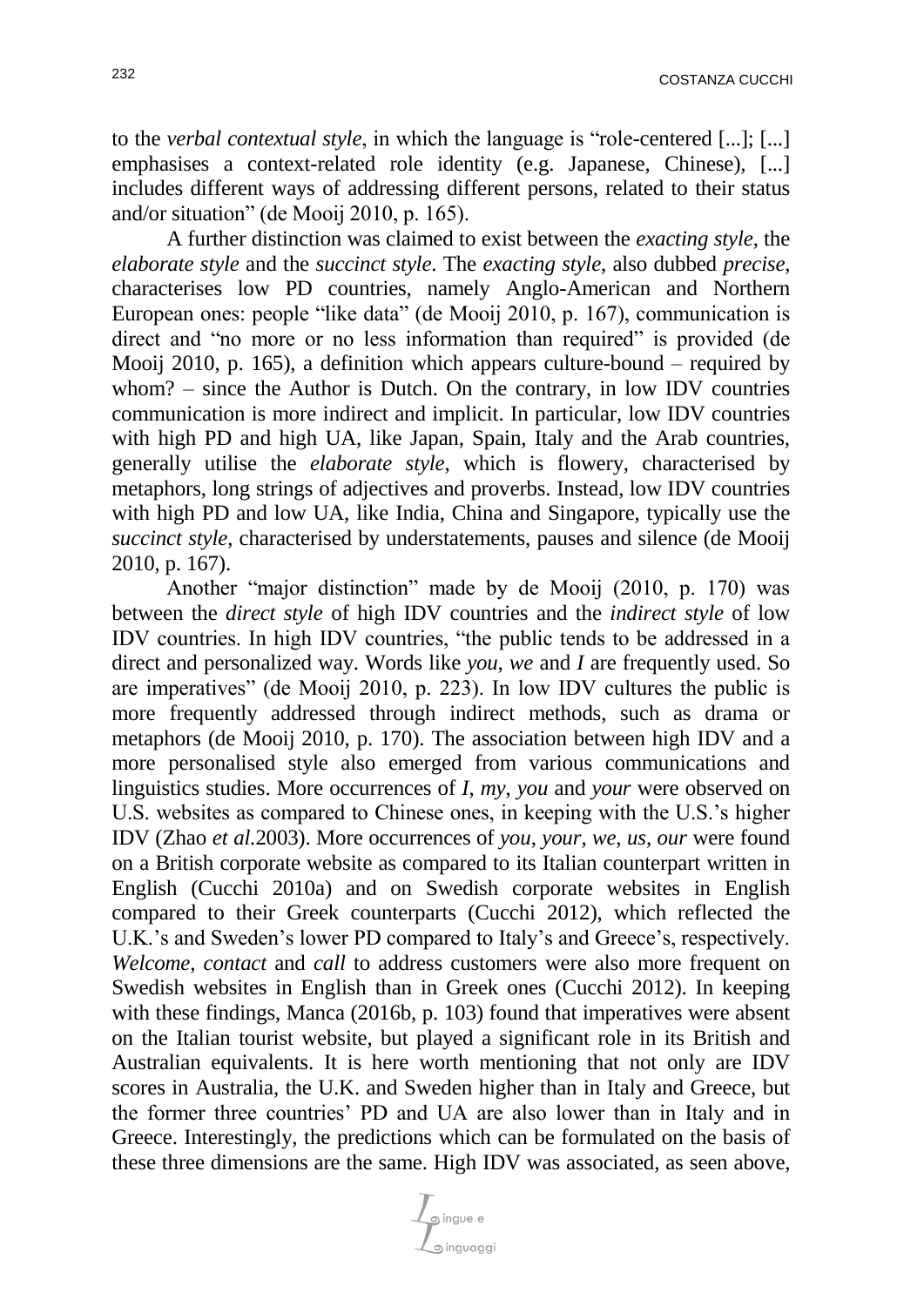to the *verbal contextual style*, in which the language is "role-centered [...]; [...] emphasises a context-related role identity (e.g. Japanese, Chinese), [...] includes different ways of addressing different persons, related to their status and/or situation" (de Mooij 2010, p. 165).

A further distinction was claimed to exist between the *exacting style*, the *elaborate style* and the *succinct style*. The *exacting style*, also dubbed *precise*, characterises low PD countries, namely Anglo-American and Northern European ones: people "like data" (de Mooij 2010, p. 167), communication is direct and "no more or no less information than required" is provided (de Mooij 2010, p. 165), a definition which appears culture-bound – required by whom? – since the Author is Dutch. On the contrary, in low IDV countries communication is more indirect and implicit. In particular, low IDV countries with high PD and high UA, like Japan, Spain, Italy and the Arab countries, generally utilise the *elaborate style*, which is flowery, characterised by metaphors, long strings of adjectives and proverbs. Instead, low IDV countries with high PD and low UA, like India, China and Singapore, typically use the *succinct style*, characterised by understatements, pauses and silence (de Mooij 2010, p. 167).

Another "major distinction" made by de Mooij (2010, p. 170) was between the *direct style* of high IDV countries and the *indirect style* of low IDV countries. In high IDV countries, "the public tends to be addressed in a direct and personalized way. Words like *you*, *we* and *I* are frequently used. So are imperatives" (de Mooij 2010, p. 223). In low IDV cultures the public is more frequently addressed through indirect methods, such as drama or metaphors (de Mooij 2010, p. 170). The association between high IDV and a more personalised style also emerged from various communications and linguistics studies. More occurrences of *I*, *my*, *you* and *your* were observed on U.S. websites as compared to Chinese ones, in keeping with the U.S.'s higher IDV (Zhao *et al.*2003). More occurrences of *you*, *your*, *we, us*, *our* were found on a British corporate website as compared to its Italian counterpart written in English (Cucchi 2010a) and on Swedish corporate websites in English compared to their Greek counterparts (Cucchi 2012), which reflected the U.K.'s and Sweden's lower PD compared to Italy's and Greece's, respectively. *Welcome*, *contact* and *call* to address customers were also more frequent on Swedish websites in English than in Greek ones (Cucchi 2012). In keeping with these findings, Manca (2016b, p. 103) found that imperatives were absent on the Italian tourist website, but played a significant role in its British and Australian equivalents. It is here worth mentioning that not only are IDV scores in Australia, the U.K. and Sweden higher than in Italy and Greece, but the former three countries' PD and UA are also lower than in Italy and in Greece. Interestingly, the predictions which can be formulated on the basis of these three dimensions are the same. High IDV was associated, as seen above,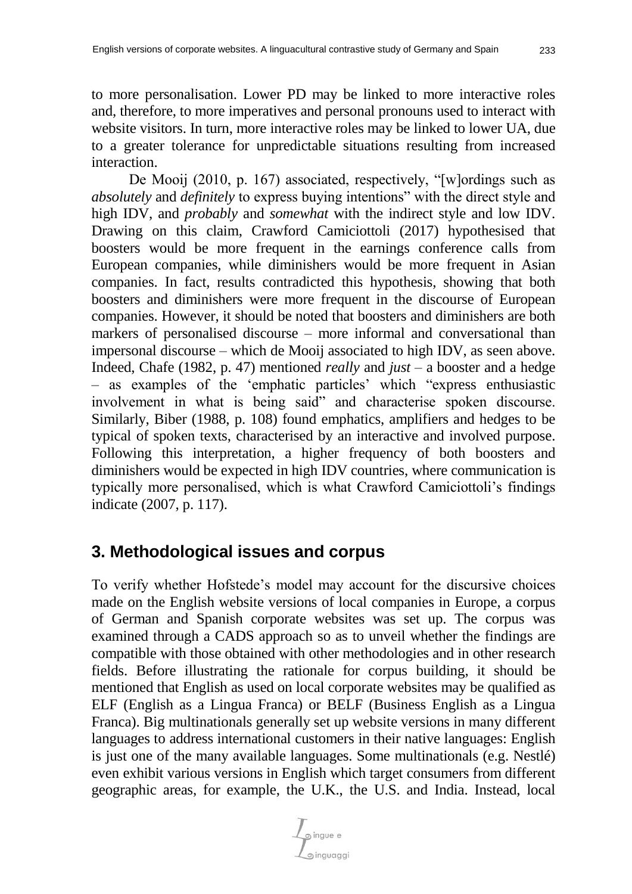to more personalisation. Lower PD may be linked to more interactive roles and, therefore, to more imperatives and personal pronouns used to interact with website visitors. In turn, more interactive roles may be linked to lower UA, due to a greater tolerance for unpredictable situations resulting from increased interaction.

De Mooij (2010, p. 167) associated, respectively, "[w]ordings such as *absolutely* and *definitely* to express buying intentions" with the direct style and high IDV, and *probably* and *somewhat* with the indirect style and low IDV. Drawing on this claim, Crawford Camiciottoli (2017) hypothesised that boosters would be more frequent in the earnings conference calls from European companies, while diminishers would be more frequent in Asian companies. In fact, results contradicted this hypothesis, showing that both boosters and diminishers were more frequent in the discourse of European companies. However, it should be noted that boosters and diminishers are both markers of personalised discourse – more informal and conversational than impersonal discourse – which de Mooij associated to high IDV, as seen above. Indeed, Chafe (1982, p. 47) mentioned *really* and *just* – a booster and a hedge – as examples of the 'emphatic particles' which "express enthusiastic involvement in what is being said" and characterise spoken discourse. Similarly, Biber (1988, p. 108) found emphatics, amplifiers and hedges to be typical of spoken texts, characterised by an interactive and involved purpose. Following this interpretation, a higher frequency of both boosters and diminishers would be expected in high IDV countries, where communication is typically more personalised, which is what Crawford Camiciottoli's findings indicate (2007, p. 117).

## 3. Methodological issues and corpus

To verify whether Hofstede's model may account for the discursive choices made on the English website versions of local companies in Europe, a corpus of German and Spanish corporate websites was set up. The corpus was examined through a CADS approach so as to unveil whether the findings are compatible with those obtained with other methodologies and in other research fields. Before illustrating the rationale for corpus building, it should be mentioned that English as used on local corporate websites may be qualified as ELF (English as a Lingua Franca) or BELF (Business English as a Lingua Franca). Big multinationals generally set up website versions in many different languages to address international customers in their native languages: English is just one of the many available languages. Some multinationals (e.g. Nestlé) even exhibit various versions in English which target consumers from different geographic areas, for example, the U.K., the U.S. and India. Instead, local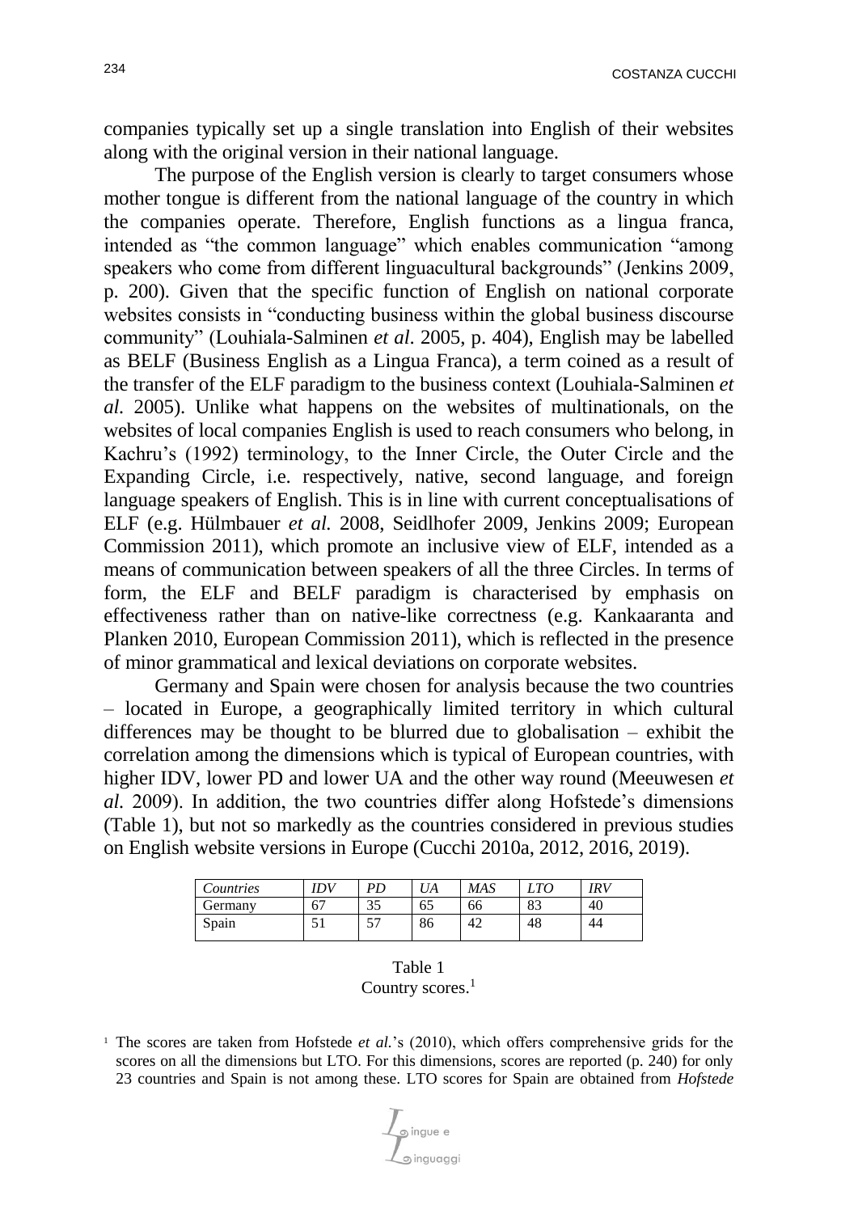companies typically set up a single translation into English of their websites along with the original version in their national language.

The purpose of the English version is clearly to target consumers whose mother tongue is different from the national language of the country in which the companies operate. Therefore, English functions as a lingua franca, intended as "the common language" which enables communication "among speakers who come from different linguacultural backgrounds" (Jenkins 2009, p. 200). Given that the specific function of English on national corporate websites consists in "conducting business within the global business discourse community" (Louhiala-Salminen *et al*. 2005, p. 404), English may be labelled as BELF (Business English as a Lingua Franca), a term coined as a result of the transfer of the ELF paradigm to the business context (Louhiala-Salminen *et al.* 2005). Unlike what happens on the websites of multinationals, on the websites of local companies English is used to reach consumers who belong, in Kachru's (1992) terminology, to the Inner Circle, the Outer Circle and the Expanding Circle, i.e. respectively, native, second language, and foreign language speakers of English. This is in line with current conceptualisations of ELF (e.g. Hülmbauer *et al.* 2008, Seidlhofer 2009, Jenkins 2009; European Commission 2011), which promote an inclusive view of ELF, intended as a means of communication between speakers of all the three Circles. In terms of form, the ELF and BELF paradigm is characterised by emphasis on effectiveness rather than on native-like correctness (e.g. Kankaaranta and Planken 2010, European Commission 2011), which is reflected in the presence of minor grammatical and lexical deviations on corporate websites.

Germany and Spain were chosen for analysis because the two countries – located in Europe, a geographically limited territory in which cultural differences may be thought to be blurred due to globalisation – exhibit the correlation among the dimensions which is typical of European countries, with higher IDV, lower PD and lower UA and the other way round (Meeuwesen *et al.* 2009). In addition, the two countries differ along Hofstede's dimensions (Table 1), but not so markedly as the countries considered in previous studies on English website versions in Europe (Cucchi 2010a, 2012, 2016, 2019).

| *Countries* | *IDV* | *PD* | *UA* | *MAS* | *LTO* | *IRV* |
|---|---|---|---|---|---|---|
| Germany | 67 | 35 | 65 | 66 | 83 | 40 |
| Spain | 51 | 57 | 86 | 42 | 48 | 44 |

Table 1
Country scores.[1]

[1] The scores are taken from Hofstede *et al.*'s (2010), which offers comprehensive grids for the scores on all the dimensions but LTO. For this dimensions, scores are reported (p. 240) for only 23 countries and Spain is not among these. LTO scores for Spain are obtained from *Hofstede*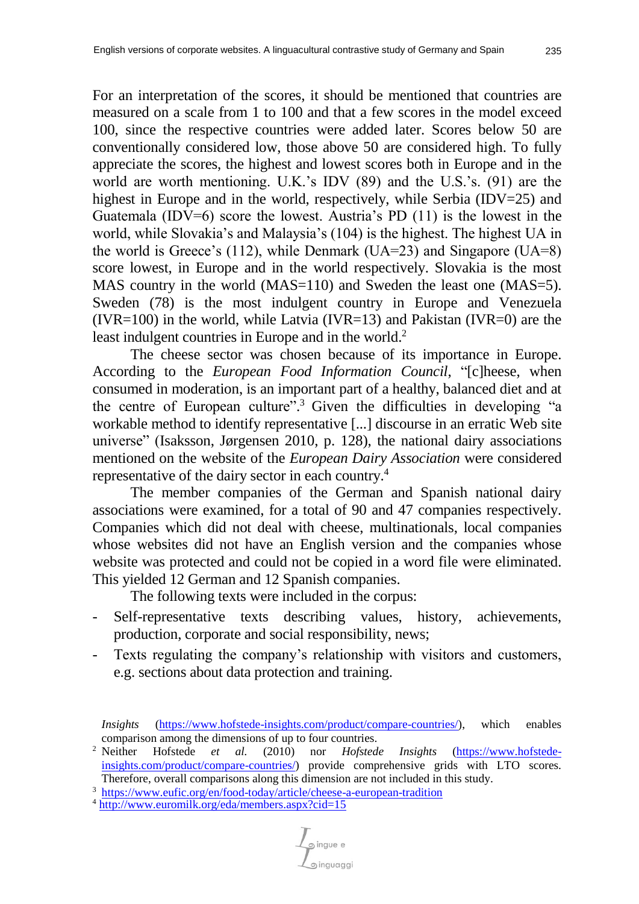For an interpretation of the scores, it should be mentioned that countries are measured on a scale from 1 to 100 and that a few scores in the model exceed 100, since the respective countries were added later. Scores below 50 are conventionally considered low, those above 50 are considered high. To fully appreciate the scores, the highest and lowest scores both in Europe and in the world are worth mentioning. U.K.'s IDV (89) and the U.S.'s. (91) are the highest in Europe and in the world, respectively, while Serbia (IDV=25) and Guatemala (IDV=6) score the lowest. Austria's PD (11) is the lowest in the world, while Slovakia's and Malaysia's (104) is the highest. The highest UA in the world is Greece's (112), while Denmark (UA=23) and Singapore (UA=8) score lowest, in Europe and in the world respectively. Slovakia is the most MAS country in the world (MAS=110) and Sweden the least one (MAS=5). Sweden (78) is the most indulgent country in Europe and Venezuela (IVR=100) in the world, while Latvia (IVR=13) and Pakistan (IVR=0) are the least indulgent countries in Europe and in the world.[2]

The cheese sector was chosen because of its importance in Europe. According to the *European Food Information Council*, "[c]heese, when consumed in moderation, is an important part of a healthy, balanced diet and at the centre of European culture".[3] Given the difficulties in developing "a workable method to identify representative [...] discourse in an erratic Web site universe" (Isaksson, Jørgensen 2010, p. 128), the national dairy associations mentioned on the website of the *European Dairy Association* were considered representative of the dairy sector in each country.[4]

The member companies of the German and Spanish national dairy associations were examined, for a total of 90 and 47 companies respectively. Companies which did not deal with cheese, multinationals, local companies whose websites did not have an English version and the companies whose website was protected and could not be copied in a word file were eliminated. This yielded 12 German and 12 Spanish companies.

The following texts were included in the corpus:

- Self-representative texts describing values, history, achievements, production, corporate and social responsibility, news;
- Texts regulating the company's relationship with visitors and customers, e.g. sections about data protection and training.

*Insights* (https://www.hofstede-insights.com/product/compare-countries/), which enables comparison among the dimensions of up to four countries.

[2] Neither Hofstede *et al.* (2010) nor *Hofstede Insights* (https://www.hofstede-insights.com/product/compare-countries/) provide comprehensive grids with LTO scores. Therefore, overall comparisons along this dimension are not included in this study.

[3] https://www.eufic.org/en/food-today/article/cheese-a-european-tradition

[4] http://www.euromilk.org/eda/members.aspx?cid=15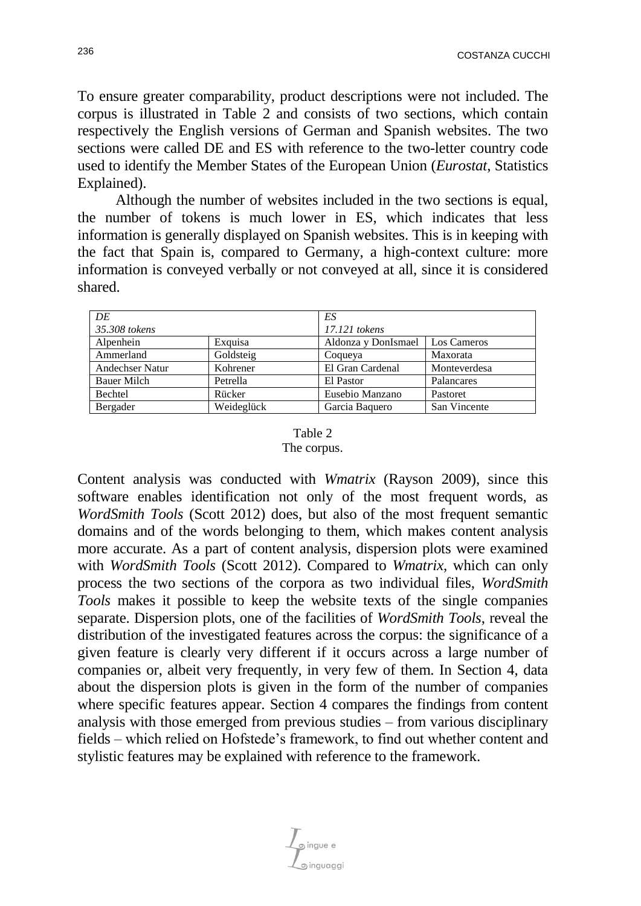To ensure greater comparability, product descriptions were not included. The corpus is illustrated in Table 2 and consists of two sections, which contain respectively the English versions of German and Spanish websites. The two sections were called DE and ES with reference to the two-letter country code used to identify the Member States of the European Union (*Eurostat*, Statistics Explained).

Although the number of websites included in the two sections is equal, the number of tokens is much lower in ES, which indicates that less information is generally displayed on Spanish websites. This is in keeping with the fact that Spain is, compared to Germany, a high-context culture: more information is conveyed verbally or not conveyed at all, since it is considered shared.

| *DE* *35.308 tokens* | | *ES* *17.121 tokens* | |
|---|---|---|---|
| Alpenhein | Exquisa | Aldonza y DonIsmael | Los Cameros |
| Ammerland | Goldsteig | Coqueya | Maxorata |
| Andechser Natur | Kohrener | El Gran Cardenal | Monteverdesa |
| Bauer Milch | Petrella | El Pastor | Palancares |
| Bechtel | Rücker | Eusebio Manzano | Pastoret |
| Bergader | Weideglück | Garcia Baquero | San Vincente |

Table 2
The corpus.

Content analysis was conducted with *Wmatrix* (Rayson 2009), since this software enables identification not only of the most frequent words, as *WordSmith Tools* (Scott 2012) does, but also of the most frequent semantic domains and of the words belonging to them, which makes content analysis more accurate. As a part of content analysis, dispersion plots were examined with *WordSmith Tools* (Scott 2012). Compared to *Wmatrix*, which can only process the two sections of the corpora as two individual files, *WordSmith Tools* makes it possible to keep the website texts of the single companies separate. Dispersion plots, one of the facilities of *WordSmith Tools*, reveal the distribution of the investigated features across the corpus: the significance of a given feature is clearly very different if it occurs across a large number of companies or, albeit very frequently, in very few of them. In Section 4, data about the dispersion plots is given in the form of the number of companies where specific features appear. Section 4 compares the findings from content analysis with those emerged from previous studies – from various disciplinary fields – which relied on Hofstede's framework, to find out whether content and stylistic features may be explained with reference to the framework.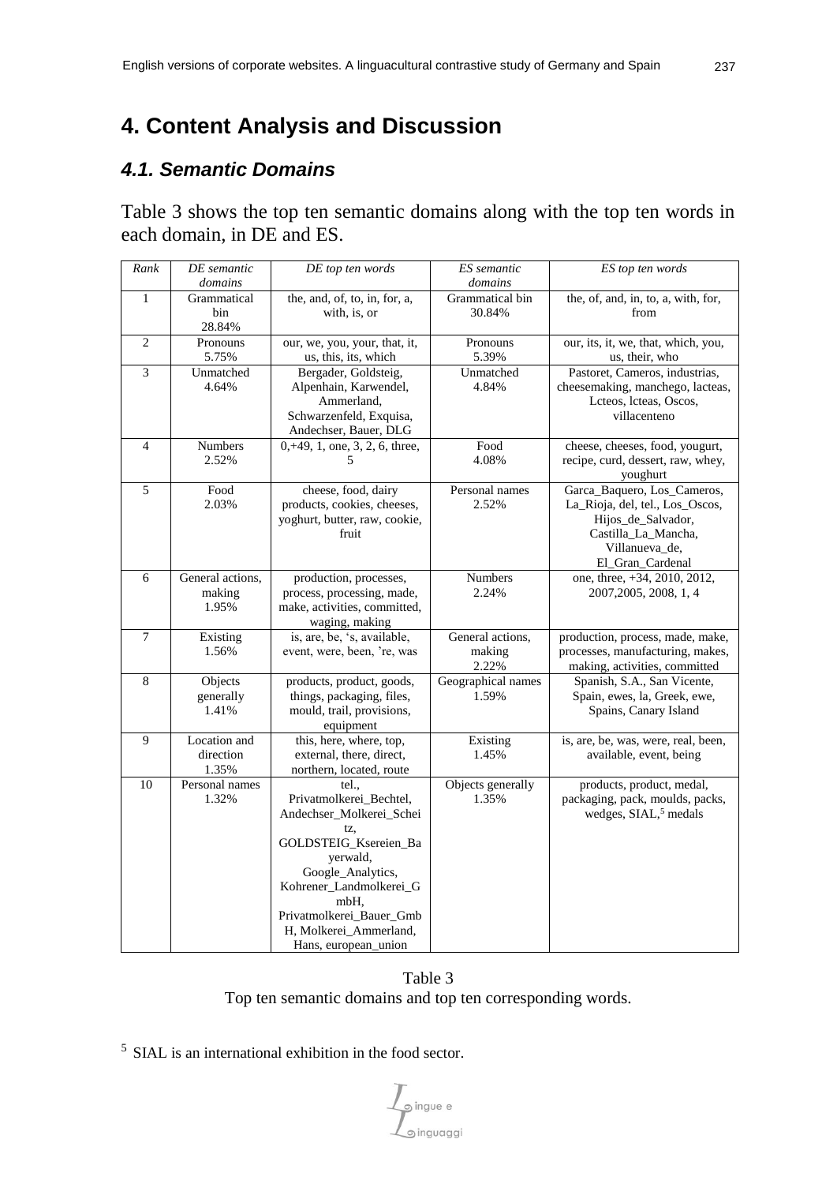# 4. Content Analysis and Discussion

## *4.1. Semantic Domains*

Table 3 shows the top ten semantic domains along with the top ten words in each domain, in DE and ES.

| *Rank* | *DE semantic domains* | *DE top ten words* | *ES semantic domains* | *ES top ten words* |
|---|---|---|---|---|
| 1 | Grammatical bin 28.84% | the, and, of, to, in, for, a, with, is, or | Grammatical bin 30.84% | the, of, and, in, to, a, with, for, from |
| 2 | Pronouns 5.75% | our, we, you, your, that, it, us, this, its, which | Pronouns 5.39% | our, its, it, we, that, which, you, us, their, who |
| 3 | Unmatched 4.64% | Bergader, Goldsteig, Alpenhain, Karwendel, Ammerland, Schwarzenfeld, Exquisa, Andechser, Bauer, DLG | Unmatched 4.84% | Pastoret, Cameros, industrias, cheesemaking, manchego, lacteas, Lcteos, lcteas, Oscos, villacenteno |
| 4 | Numbers 2.52% | 0,+49, 1, one, 3, 2, 6, three, 5 | Food 4.08% | cheese, cheeses, food, yougurt, recipe, curd, dessert, raw, whey, youghurt |
| 5 | Food 2.03% | cheese, food, dairy products, cookies, cheeses, yoghurt, butter, raw, cookie, fruit | Personal names 2.52% | Garca_Baquero, Los_Cameros, La_Rioja, del, tel., Los_Oscos, Hijos_de_Salvador, Castilla_La_Mancha, Villanueva_de, El_Gran_Cardenal |
| 6 | General actions, making 1.95% | production, processes, process, processing, made, make, activities, committed, waging, making | Numbers 2.24% | one, three, +34, 2010, 2012, 2007,2005, 2008, 1, 4 |
| 7 | Existing 1.56% | is, are, be, 's, available, event, were, been, 're, was | General actions, making 2.22% | production, process, made, make, processes, manufacturing, makes, making, activities, committed |
| 8 | Objects generally 1.41% | products, product, goods, things, packaging, files, mould, trail, provisions, equipment | Geographical names 1.59% | Spanish, S.A., San Vicente, Spain, ewes, la, Greek, ewe, Spains, Canary Island |
| 9 | Location and direction 1.35% | this, here, where, top, external, there, direct, northern, located, route | Existing 1.45% | is, are, be, was, were, real, been, available, event, being |
| 10 | Personal names 1.32% | tel., Privatmolkerei_Bechtel, Andechser_Molkerei_Scheitz, GOLDSTEIG_Ksereien_Bayerwald, Google_Analytics, Kohrener_Landmolkerei_GmbH, Privatmolkerei_Bauer_GmbH, Molkerei_Ammerland, Hans, european_union | Objects generally 1.35% | products, product, medal, packaging, pack, moulds, packs, wedges, SIAL,[5] medals |

Table 3
Top ten semantic domains and top ten corresponding words.

[5] SIAL is an international exhibition in the food sector.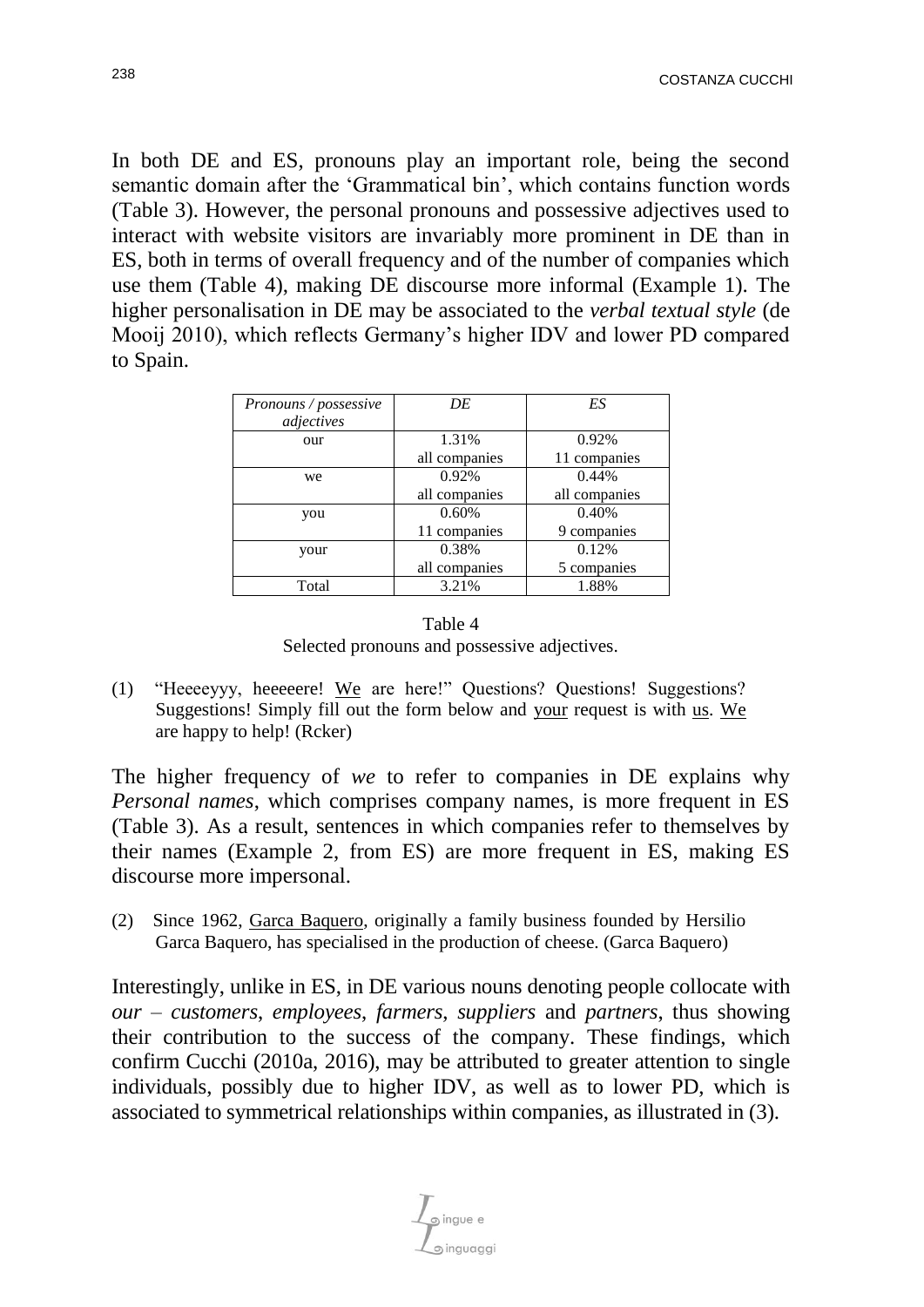In both DE and ES, pronouns play an important role, being the second semantic domain after the 'Grammatical bin', which contains function words (Table 3). However, the personal pronouns and possessive adjectives used to interact with website visitors are invariably more prominent in DE than in ES, both in terms of overall frequency and of the number of companies which use them (Table 4), making DE discourse more informal (Example 1). The higher personalisation in DE may be associated to the *verbal textual style* (de Mooij 2010), which reflects Germany's higher IDV and lower PD compared to Spain.

| *Pronouns / possessive adjectives* | *DE* | *ES* |
|---|---|---|
| our | 1.31% all companies | 0.92% 11 companies |
| we | 0.92% all companies | 0.44% all companies |
| you | 0.60% 11 companies | 0.40% 9 companies |
| your | 0.38% all companies | 0.12% 5 companies |
| Total | 3.21% | 1.88% |

Table 4
Selected pronouns and possessive adjectives.

(1) "Heeeeyyy, heeeeere! <u>We</u> are here!" Questions? Questions! Suggestions? Suggestions! Simply fill out the form below and <u>your</u> request is with <u>us</u>. <u>We</u> are happy to help! (Rcker)

The higher frequency of *we* to refer to companies in DE explains why *Personal names*, which comprises company names, is more frequent in ES (Table 3). As a result, sentences in which companies refer to themselves by their names (Example 2, from ES) are more frequent in ES, making ES discourse more impersonal.

(2) Since 1962, <u>Garca Baquero</u>, originally a family business founded by Hersilio Garca Baquero, has specialised in the production of cheese. (Garca Baquero)

Interestingly, unlike in ES, in DE various nouns denoting people collocate with *our* – *customers*, *employees*, *farmers*, *suppliers* and *partners*, thus showing their contribution to the success of the company. These findings, which confirm Cucchi (2010a, 2016), may be attributed to greater attention to single individuals, possibly due to higher IDV, as well as to lower PD, which is associated to symmetrical relationships within companies, as illustrated in (3).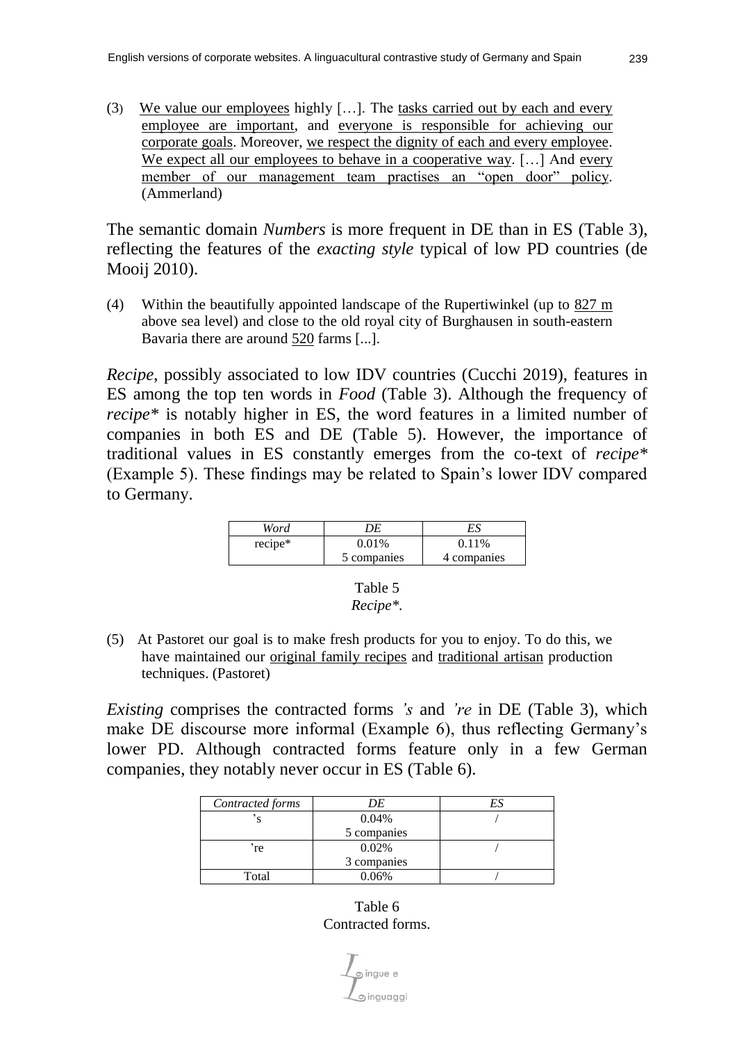(3) We value our employees highly […]. The tasks carried out by each and every employee are important, and everyone is responsible for achieving our corporate goals. Moreover, we respect the dignity of each and every employee. We expect all our employees to behave in a cooperative way. […] And every member of our management team practises an "open door" policy. (Ammerland)

The semantic domain *Numbers* is more frequent in DE than in ES (Table 3), reflecting the features of the *exacting style* typical of low PD countries (de Mooij 2010).

(4) Within the beautifully appointed landscape of the Rupertiwinkel (up to 827 m above sea level) and close to the old royal city of Burghausen in south-eastern Bavaria there are around 520 farms [...].

*Recipe*, possibly associated to low IDV countries (Cucchi 2019), features in ES among the top ten words in *Food* (Table 3). Although the frequency of *recipe** is notably higher in ES, the word features in a limited number of companies in both ES and DE (Table 5). However, the importance of traditional values in ES constantly emerges from the co-text of *recipe** (Example 5). These findings may be related to Spain's lower IDV compared to Germany.

| *Word* | *DE* | *ES* |
|---|---|---|
| recipe* | 0.01%<br>5 companies | 0.11%<br>4 companies |

Table 5
*Recipe**.

(5) At Pastoret our goal is to make fresh products for you to enjoy. To do this, we have maintained our original family recipes and traditional artisan production techniques. (Pastoret)

*Existing* comprises the contracted forms *'s* and *'re* in DE (Table 3), which make DE discourse more informal (Example 6), thus reflecting Germany's lower PD. Although contracted forms feature only in a few German companies, they notably never occur in ES (Table 6).

| *Contracted forms* | *DE* | *ES* |
|---|---|---|
| 's | 0.04%<br>5 companies | / |
| 're | 0.02%<br>3 companies | / |
| Total | 0.06% | / |

Table 6
Contracted forms.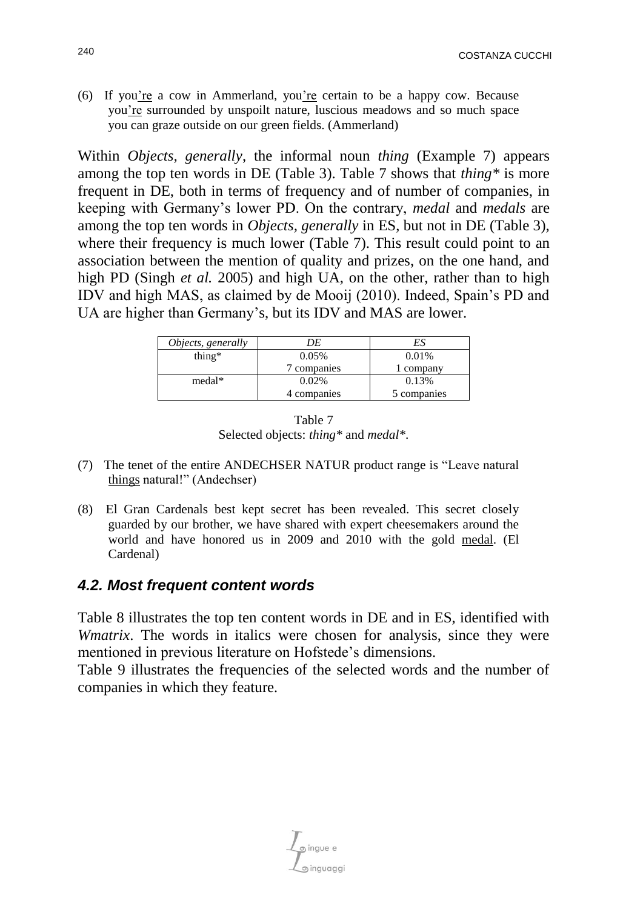(6) If you<u>'re</u> a cow in Ammerland, you<u>'re</u> certain to be a happy cow. Because you<u>'re</u> surrounded by unspoilt nature, luscious meadows and so much space you can graze outside on our green fields. (Ammerland)

Within *Objects, generally*, the informal noun *thing* (Example 7) appears among the top ten words in DE (Table 3). Table 7 shows that *thing** is more frequent in DE, both in terms of frequency and of number of companies, in keeping with Germany's lower PD. On the contrary, *medal* and *medals* are among the top ten words in *Objects, generally* in ES, but not in DE (Table 3), where their frequency is much lower (Table 7). This result could point to an association between the mention of quality and prizes, on the one hand, and high PD (Singh *et al.* 2005) and high UA, on the other, rather than to high IDV and high MAS, as claimed by de Mooij (2010). Indeed, Spain's PD and UA are higher than Germany's, but its IDV and MAS are lower.

| *Objects, generally* | *DE* | *ES* |
|---|---|---|
| thing* | 0.05%<br>7 companies | 0.01%<br>1 company |
| medal* | 0.02%<br>4 companies | 0.13%<br>5 companies |

Table 7
Selected objects: *thing** and *medal**.

(7) The tenet of the entire ANDECHSER NATUR product range is "Leave natural <u>things</u> natural!" (Andechser)

(8) El Gran Cardenals best kept secret has been revealed. This secret closely guarded by our brother, we have shared with expert cheesemakers around the world and have honored us in 2009 and 2010 with the gold <u>medal</u>. (El Cardenal)

### *4.2. Most frequent content words*

Table 8 illustrates the top ten content words in DE and in ES, identified with *Wmatrix*. The words in italics were chosen for analysis, since they were mentioned in previous literature on Hofstede's dimensions.

Table 9 illustrates the frequencies of the selected words and the number of companies in which they feature.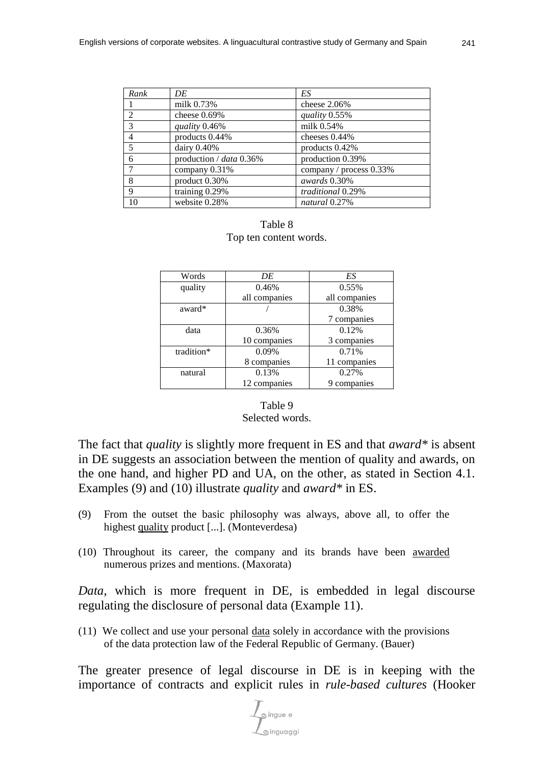| *Rank* | *DE* | *ES* |
|---|---|---|
| 1 | milk 0.73% | cheese 2.06% |
| 2 | cheese 0.69% | *quality* 0.55% |
| 3 | *quality* 0.46% | milk 0.54% |
| 4 | products 0.44% | cheeses 0.44% |
| 5 | dairy 0.40% | products 0.42% |
| 6 | production / *data* 0.36% | production 0.39% |
| 7 | company 0.31% | company / process 0.33% |
| 8 | product 0.30% | *awards* 0.30% |
| 9 | training 0.29% | *traditional* 0.29% |
| 10 | website 0.28% | *natural* 0.27% |

Table 8
Top ten content words.

| Words | *DE* | *ES* |
|---|---|---|
| quality | 0.46% all companies | 0.55% all companies |
| award* | / | 0.38% 7 companies |
| data | 0.36% 10 companies | 0.12% 3 companies |
| tradition* | 0.09% 8 companies | 0.71% 11 companies |
| natural | 0.13% 12 companies | 0.27% 9 companies |

Table 9
Selected words.

The fact that *quality* is slightly more frequent in ES and that *award** is absent in DE suggests an association between the mention of quality and awards, on the one hand, and higher PD and UA, on the other, as stated in Section 4.1. Examples (9) and (10) illustrate *quality* and *award** in ES.

(9) From the outset the basic philosophy was always, above all, to offer the highest quality product [...]. (Monteverdesa)

(10) Throughout its career, the company and its brands have been awarded numerous prizes and mentions. (Maxorata)

*Data*, which is more frequent in DE, is embedded in legal discourse regulating the disclosure of personal data (Example 11).

(11) We collect and use your personal data solely in accordance with the provisions of the data protection law of the Federal Republic of Germany. (Bauer)

The greater presence of legal discourse in DE is in keeping with the importance of contracts and explicit rules in *rule-based cultures* (Hooker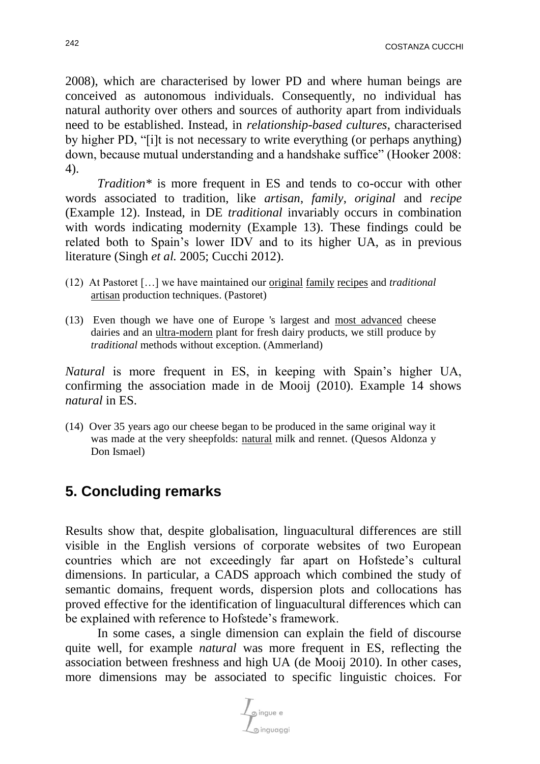2008), which are characterised by lower PD and where human beings are conceived as autonomous individuals. Consequently, no individual has natural authority over others and sources of authority apart from individuals need to be established. Instead, in *relationship-based cultures*, characterised by higher PD, "[i]t is not necessary to write everything (or perhaps anything) down, because mutual understanding and a handshake suffice" (Hooker 2008: 4).

*Tradition** is more frequent in ES and tends to co-occur with other words associated to tradition, like *artisan*, *family*, *original* and *recipe* (Example 12). Instead, in DE *traditional* invariably occurs in combination with words indicating modernity (Example 13). These findings could be related both to Spain's lower IDV and to its higher UA, as in previous literature (Singh *et al.* 2005; Cucchi 2012).

(12) At Pastoret […] we have maintained our <u>original</u> <u>family</u> <u>recipes</u> and *traditional* <u>artisan</u> production techniques. (Pastoret)

(13) Even though we have one of Europe 's largest and <u>most advanced</u> cheese dairies and an <u>ultra-modern</u> plant for fresh dairy products, we still produce by *traditional* methods without exception. (Ammerland)

*Natural* is more frequent in ES, in keeping with Spain's higher UA, confirming the association made in de Mooij (2010). Example 14 shows *natural* in ES.

(14) Over 35 years ago our cheese began to be produced in the same original way it was made at the very sheepfolds: <u>natural</u> milk and rennet. (Quesos Aldonza y Don Ismael)

## 5. Concluding remarks

Results show that, despite globalisation, linguacultural differences are still visible in the English versions of corporate websites of two European countries which are not exceedingly far apart on Hofstede's cultural dimensions. In particular, a CADS approach which combined the study of semantic domains, frequent words, dispersion plots and collocations has proved effective for the identification of linguacultural differences which can be explained with reference to Hofstede's framework.

In some cases, a single dimension can explain the field of discourse quite well, for example *natural* was more frequent in ES, reflecting the association between freshness and high UA (de Mooij 2010). In other cases, more dimensions may be associated to specific linguistic choices. For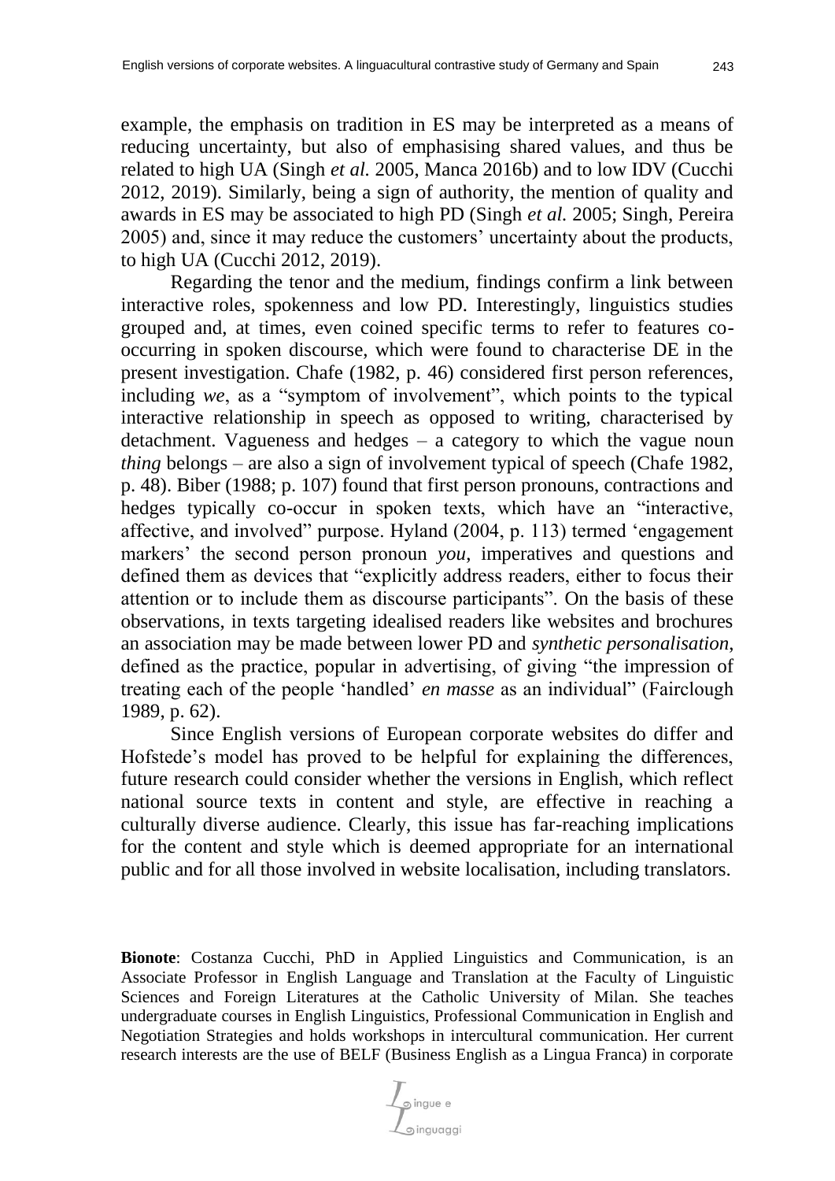example, the emphasis on tradition in ES may be interpreted as a means of reducing uncertainty, but also of emphasising shared values, and thus be related to high UA (Singh *et al.* 2005, Manca 2016b) and to low IDV (Cucchi 2012, 2019). Similarly, being a sign of authority, the mention of quality and awards in ES may be associated to high PD (Singh *et al.* 2005; Singh, Pereira 2005) and, since it may reduce the customers' uncertainty about the products, to high UA (Cucchi 2012, 2019).

Regarding the tenor and the medium, findings confirm a link between interactive roles, spokenness and low PD. Interestingly, linguistics studies grouped and, at times, even coined specific terms to refer to features co-occurring in spoken discourse, which were found to characterise DE in the present investigation. Chafe (1982, p. 46) considered first person references, including *we*, as a "symptom of involvement", which points to the typical interactive relationship in speech as opposed to writing, characterised by detachment. Vagueness and hedges – a category to which the vague noun *thing* belongs – are also a sign of involvement typical of speech (Chafe 1982, p. 48). Biber (1988; p. 107) found that first person pronouns, contractions and hedges typically co-occur in spoken texts, which have an "interactive, affective, and involved" purpose. Hyland (2004, p. 113) termed 'engagement markers' the second person pronoun *you*, imperatives and questions and defined them as devices that "explicitly address readers, either to focus their attention or to include them as discourse participants". On the basis of these observations, in texts targeting idealised readers like websites and brochures an association may be made between lower PD and *synthetic personalisation*, defined as the practice, popular in advertising, of giving "the impression of treating each of the people 'handled' *en masse* as an individual" (Fairclough 1989, p. 62).

Since English versions of European corporate websites do differ and Hofstede's model has proved to be helpful for explaining the differences, future research could consider whether the versions in English, which reflect national source texts in content and style, are effective in reaching a culturally diverse audience. Clearly, this issue has far-reaching implications for the content and style which is deemed appropriate for an international public and for all those involved in website localisation, including translators.

**Bionote**: Costanza Cucchi, PhD in Applied Linguistics and Communication, is an Associate Professor in English Language and Translation at the Faculty of Linguistic Sciences and Foreign Literatures at the Catholic University of Milan. She teaches undergraduate courses in English Linguistics, Professional Communication in English and Negotiation Strategies and holds workshops in intercultural communication. Her current research interests are the use of BELF (Business English as a Lingua Franca) in corporate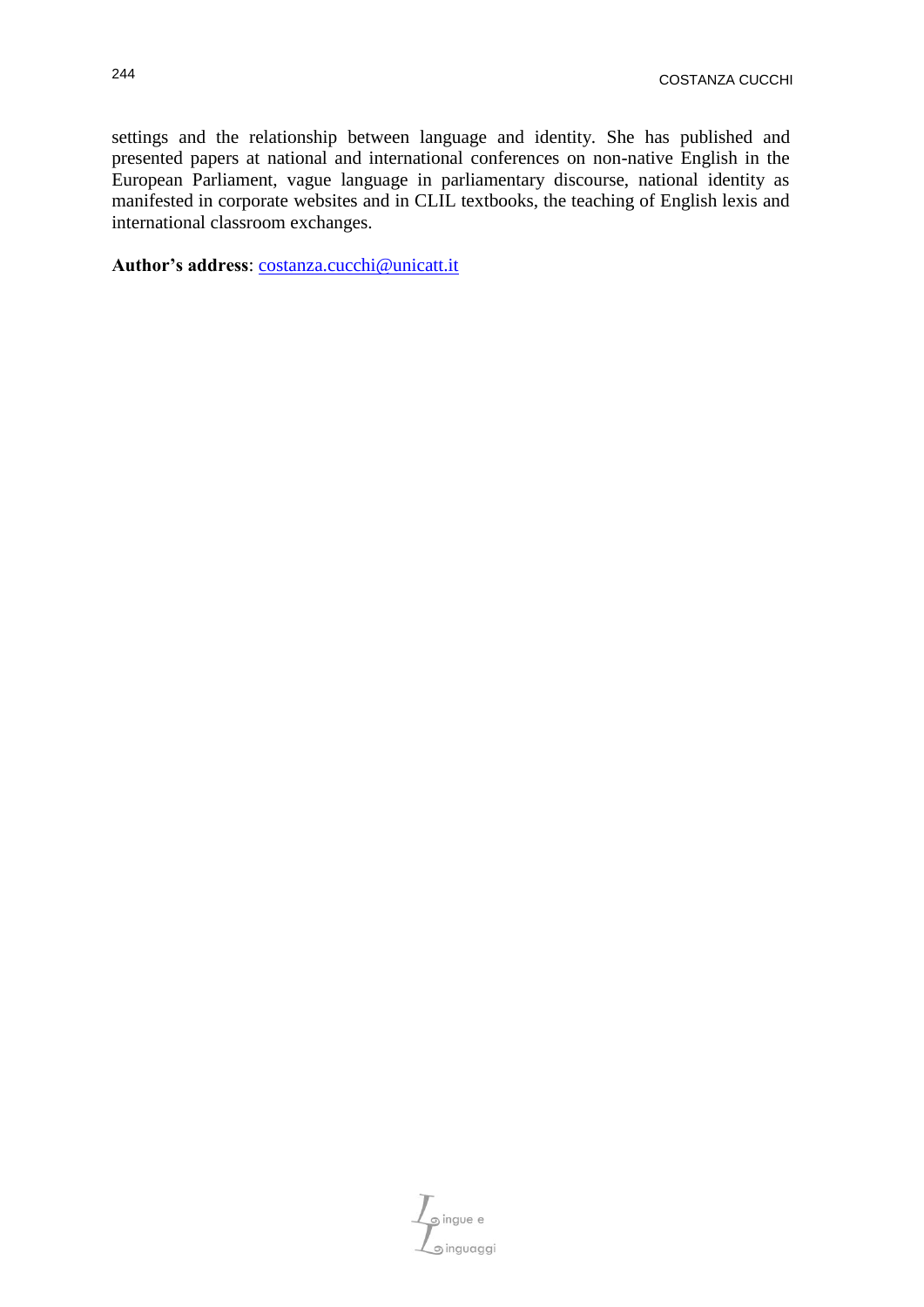settings and the relationship between language and identity. She has published and presented papers at national and international conferences on non-native English in the European Parliament, vague language in parliamentary discourse, national identity as manifested in corporate websites and in CLIL textbooks, the teaching of English lexis and international classroom exchanges.

**Author's address**: costanza.cucchi@unicatt.it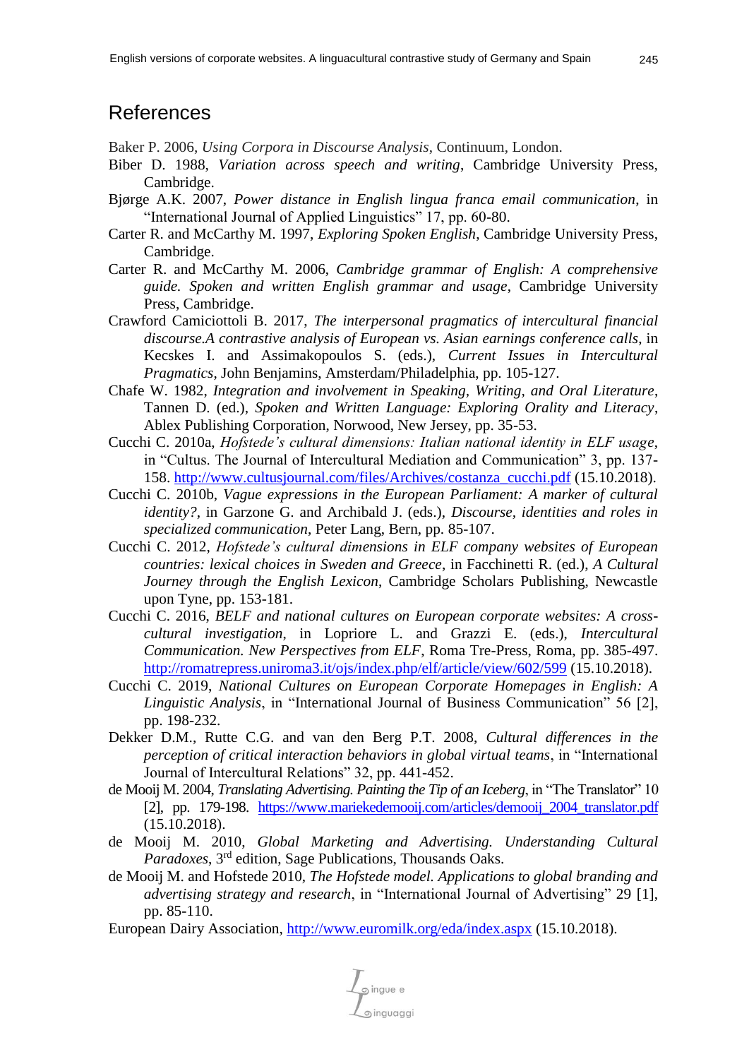## References

Baker P. 2006, *Using Corpora in Discourse Analysis*, Continuum, London.

Biber D. 1988, *Variation across speech and writing*, Cambridge University Press, Cambridge.

Bjørge A.K. 2007, *Power distance in English lingua franca email communication*, in "International Journal of Applied Linguistics" 17, pp. 60-80.

Carter R. and McCarthy M. 1997, *Exploring Spoken English*, Cambridge University Press, Cambridge.

Carter R. and McCarthy M. 2006, *Cambridge grammar of English: A comprehensive guide. Spoken and written English grammar and usage*, Cambridge University Press, Cambridge.

Crawford Camiciottoli B. 2017, *The interpersonal pragmatics of intercultural financial discourse.A contrastive analysis of European vs. Asian earnings conference calls*, in Kecskes I. and Assimakopoulos S. (eds.), *Current Issues in Intercultural Pragmatics*, John Benjamins, Amsterdam/Philadelphia, pp. 105-127.

Chafe W. 1982, *Integration and involvement in Speaking, Writing, and Oral Literature*, Tannen D. (ed.), *Spoken and Written Language: Exploring Orality and Literacy*, Ablex Publishing Corporation, Norwood, New Jersey, pp. 35-53.

Cucchi C. 2010a, *Hofstede's cultural dimensions: Italian national identity in ELF usage*, in "Cultus. The Journal of Intercultural Mediation and Communication" 3, pp. 137-158. http://www.cultusjournal.com/files/Archives/costanza_cucchi.pdf (15.10.2018).

Cucchi C. 2010b, *Vague expressions in the European Parliament: A marker of cultural identity?*, in Garzone G. and Archibald J. (eds.), *Discourse, identities and roles in specialized communication*, Peter Lang, Bern, pp. 85-107.

Cucchi C. 2012, *Hofstede's cultural dimensions in ELF company websites of European countries: lexical choices in Sweden and Greece*, in Facchinetti R. (ed.), *A Cultural Journey through the English Lexicon*, Cambridge Scholars Publishing, Newcastle upon Tyne, pp. 153-181.

Cucchi C. 2016, *BELF and national cultures on European corporate websites: A cross-cultural investigation*, in Lopriore L. and Grazzi E. (eds.), *Intercultural Communication. New Perspectives from ELF*, Roma Tre-Press, Roma, pp. 385-497. http://romatrepress.uniroma3.it/ojs/index.php/elf/article/view/602/599 (15.10.2018).

Cucchi C. 2019, *National Cultures on European Corporate Homepages in English: A Linguistic Analysis*, in "International Journal of Business Communication" 56 [2], pp. 198-232.

Dekker D.M., Rutte C.G. and van den Berg P.T. 2008, *Cultural differences in the perception of critical interaction behaviors in global virtual teams*, in "International Journal of Intercultural Relations" 32, pp. 441-452.

de Mooij M. 2004, *Translating Advertising. Painting the Tip of an Iceberg*, in "The Translator" 10 [2], pp. 179-198. https://www.mariekedemooij.com/articles/demooij_2004_translator.pdf (15.10.2018).

de Mooij M. 2010, *Global Marketing and Advertising. Understanding Cultural Paradoxes*, 3rd edition, Sage Publications, Thousands Oaks.

de Mooij M. and Hofstede 2010, *The Hofstede model. Applications to global branding and advertising strategy and research*, in "International Journal of Advertising" 29 [1], pp. 85-110.

European Dairy Association, http://www.euromilk.org/eda/index.aspx (15.10.2018).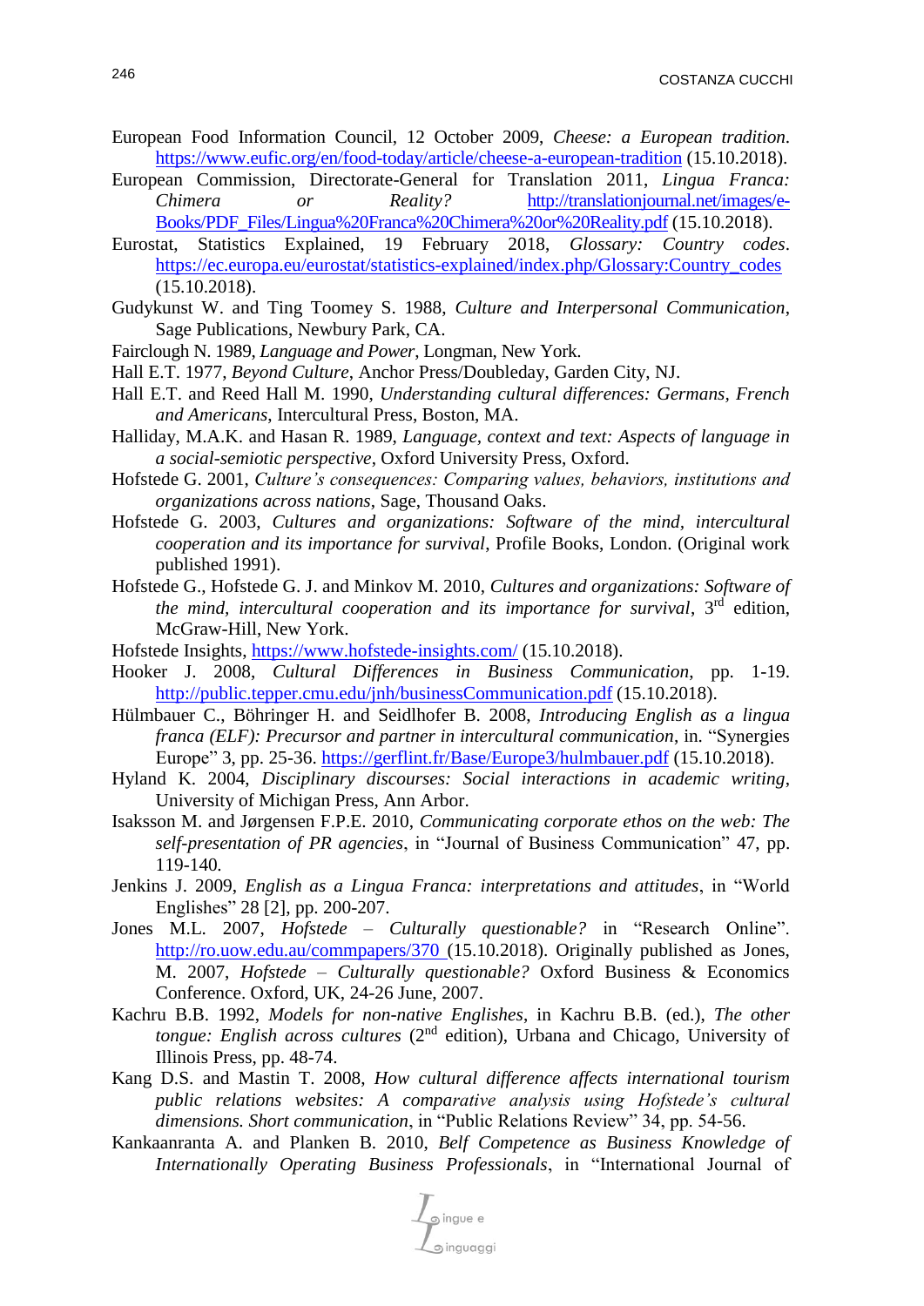European Food Information Council, 12 October 2009, *Cheese: a European tradition*. https://www.eufic.org/en/food-today/article/cheese-a-european-tradition (15.10.2018).

European Commission, Directorate-General for Translation 2011, *Lingua Franca: Chimera or Reality?* http://translationjournal.net/images/e-Books/PDF_Files/Lingua%20Franca%20Chimera%20or%20Reality.pdf (15.10.2018).

Eurostat, Statistics Explained, 19 February 2018, *Glossary: Country codes*. https://ec.europa.eu/eurostat/statistics-explained/index.php/Glossary:Country_codes (15.10.2018).

Gudykunst W. and Ting Toomey S. 1988, *Culture and Interpersonal Communication*, Sage Publications, Newbury Park, CA.

Fairclough N. 1989, *Language and Power*, Longman, New York.

Hall E.T. 1977, *Beyond Culture*, Anchor Press/Doubleday, Garden City, NJ.

Hall E.T. and Reed Hall M. 1990, *Understanding cultural differences: Germans, French and Americans*, Intercultural Press, Boston, MA.

Halliday, M.A.K. and Hasan R. 1989, *Language, context and text: Aspects of language in a social-semiotic perspective*, Oxford University Press, Oxford.

Hofstede G. 2001, *Culture's consequences: Comparing values, behaviors, institutions and organizations across nations*, Sage, Thousand Oaks.

Hofstede G. 2003, *Cultures and organizations: Software of the mind, intercultural cooperation and its importance for survival*, Profile Books, London. (Original work published 1991).

Hofstede G., Hofstede G. J. and Minkov M. 2010, *Cultures and organizations: Software of the mind, intercultural cooperation and its importance for survival*, 3rd edition, McGraw-Hill, New York.

Hofstede Insights, https://www.hofstede-insights.com/ (15.10.2018).

Hooker J. 2008, *Cultural Differences in Business Communication*, pp. 1-19. http://public.tepper.cmu.edu/jnh/businessCommunication.pdf (15.10.2018).

Hülmbauer C., Böhringer H. and Seidlhofer B. 2008, *Introducing English as a lingua franca (ELF): Precursor and partner in intercultural communication*, in. "Synergies Europe" 3, pp. 25-36. https://gerflint.fr/Base/Europe3/hulmbauer.pdf (15.10.2018).

Hyland K. 2004, *Disciplinary discourses: Social interactions in academic writing*, University of Michigan Press, Ann Arbor.

Isaksson M. and Jørgensen F.P.E. 2010, *Communicating corporate ethos on the web: The self-presentation of PR agencies*, in "Journal of Business Communication" 47, pp. 119-140.

Jenkins J. 2009, *English as a Lingua Franca: interpretations and attitudes*, in "World Englishes" 28 [2], pp. 200-207.

Jones M.L. 2007, *Hofstede – Culturally questionable?* in "Research Online". http://ro.uow.edu.au/commpapers/370 (15.10.2018). Originally published as Jones, M. 2007, *Hofstede – Culturally questionable?* Oxford Business & Economics Conference. Oxford, UK, 24-26 June, 2007.

Kachru B.B. 1992, *Models for non-native Englishes*, in Kachru B.B. (ed.), *The other tongue: English across cultures* (2nd edition), Urbana and Chicago, University of Illinois Press, pp. 48-74.

Kang D.S. and Mastin T. 2008, *How cultural difference affects international tourism public relations websites: A comparative analysis using Hofstede's cultural dimensions. Short communication*, in "Public Relations Review" 34, pp. 54-56.

Kankaanranta A. and Planken B. 2010, *Belf Competence as Business Knowledge of Internationally Operating Business Professionals*, in "International Journal of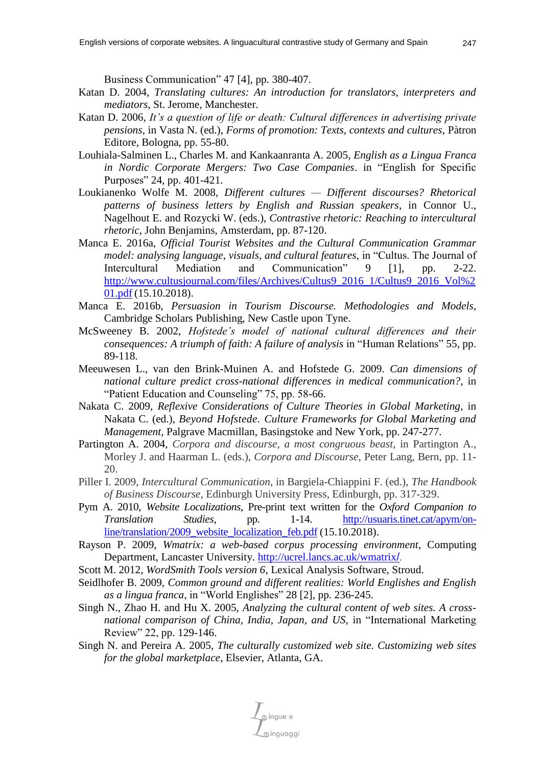Business Communication" 47 [4], pp. 380-407.

Katan D. 2004, *Translating cultures: An introduction for translators, interpreters and mediators*, St. Jerome, Manchester.

Katan D. 2006, *It's a question of life or death: Cultural differences in advertising private pensions*, in Vasta N. (ed.), *Forms of promotion: Texts, contexts and cultures*, Pàtron Editore, Bologna, pp. 55-80.

Louhiala-Salminen L., Charles M. and Kankaanranta A. 2005, *English as a Lingua Franca in Nordic Corporate Mergers: Two Case Companies*. in "English for Specific Purposes" 24, pp. 401-421.

Loukianenko Wolfe M. 2008, *Different cultures — Different discourses? Rhetorical patterns of business letters by English and Russian speakers*, in Connor U., Nagelhout E. and Rozycki W. (eds.), *Contrastive rhetoric: Reaching to intercultural rhetoric*, John Benjamins, Amsterdam, pp. 87-120.

Manca E. 2016a, *Official Tourist Websites and the Cultural Communication Grammar model: analysing language, visuals, and cultural features*, in "Cultus. The Journal of Intercultural Mediation and Communication" 9 [1], pp. 2-22. http://www.cultusjournal.com/files/Archives/Cultus9_2016_1/Cultus9_2016_Vol%201.pdf (15.10.2018).

Manca E. 2016b, *Persuasion in Tourism Discourse. Methodologies and Models*, Cambridge Scholars Publishing, New Castle upon Tyne.

McSweeney B. 2002, *Hofstede's model of national cultural differences and their consequences: A triumph of faith: A failure of analysis* in "Human Relations" 55, pp. 89-118.

Meeuwesen L., van den Brink-Muinen A. and Hofstede G. 2009. *Can dimensions of national culture predict cross-national differences in medical communication?*, in "Patient Education and Counseling" 75, pp. 58-66.

Nakata C. 2009, *Reflexive Considerations of Culture Theories in Global Marketing*, in Nakata C. (ed.), *Beyond Hofstede. Culture Frameworks for Global Marketing and Management*, Palgrave Macmillan, Basingstoke and New York, pp. 247-277.

Partington A. 2004, *Corpora and discourse, a most congruous beast*, in Partington A., Morley J. and Haarman L. (eds.), *Corpora and Discourse*, Peter Lang, Bern, pp. 11-20.

Piller I. 2009, *Intercultural Communication*, in Bargiela-Chiappini F. (ed.), *The Handbook of Business Discourse*, Edinburgh University Press, Edinburgh, pp. 317-329.

Pym A. 2010, *Website Localizations*, Pre-print text written for the *Oxford Companion to Translation Studies*, pp. 1-14. http://usuaris.tinet.cat/apym/on-line/translation/2009_website_localization_feb.pdf (15.10.2018).

Rayson P. 2009, *Wmatrix: a web-based corpus processing environment*, Computing Department, Lancaster University. http://ucrel.lancs.ac.uk/wmatrix/.

Scott M. 2012, *WordSmith Tools version 6*, Lexical Analysis Software, Stroud.

Seidlhofer B. 2009, *Common ground and different realities: World Englishes and English as a lingua franca*, in "World Englishes" 28 [2], pp. 236-245.

Singh N., Zhao H. and Hu X. 2005, *Analyzing the cultural content of web sites. A cross-national comparison of China, India, Japan, and US*, in "International Marketing Review" 22, pp. 129-146.

Singh N. and Pereira A. 2005, *The culturally customized web site. Customizing web sites for the global marketplace*, Elsevier, Atlanta, GA.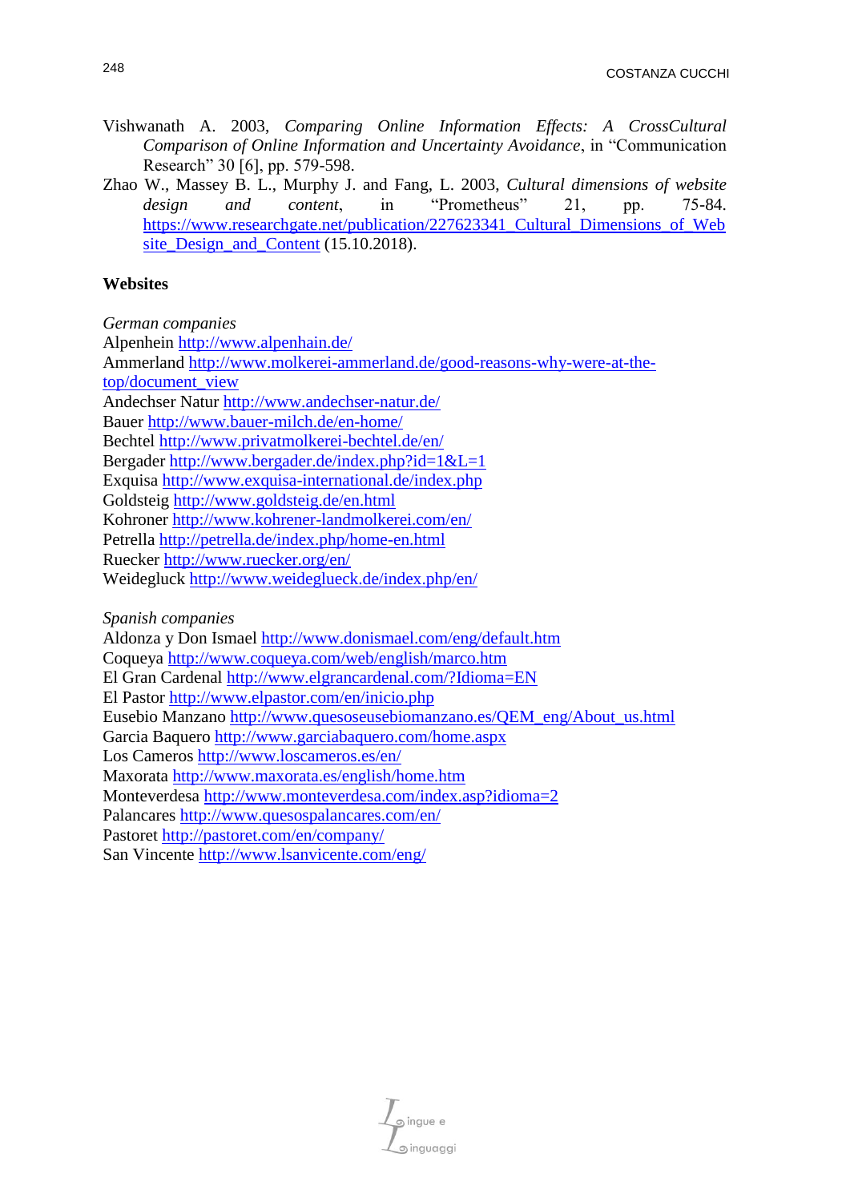Vishwanath A. 2003, *Comparing Online Information Effects: A CrossCultural Comparison of Online Information and Uncertainty Avoidance*, in "Communication Research" 30 [6], pp. 579-598.

Zhao W., Massey B. L., Murphy J. and Fang, L. 2003, *Cultural dimensions of website design and content*, in "Prometheus" 21, pp. 75-84. https://www.researchgate.net/publication/227623341_Cultural_Dimensions_of_Website_Design_and_Content (15.10.2018).

## Websites

*German companies*

Alpenhein http://www.alpenhain.de/
Ammerland http://www.molkerei-ammerland.de/good-reasons-why-were-at-the-top/document_view
Andechser Natur http://www.andechser-natur.de/
Bauer http://www.bauer-milch.de/en-home/
Bechtel http://www.privatmolkerei-bechtel.de/en/
Bergader http://www.bergader.de/index.php?id=1&L=1
Exquisa http://www.exquisa-international.de/index.php
Goldsteig http://www.goldsteig.de/en.html
Kohroner http://www.kohrener-landmolkerei.com/en/
Petrella http://petrella.de/index.php/home-en.html
Ruecker http://www.ruecker.org/en/
Weidegluck http://www.weideglueck.de/index.php/en/

*Spanish companies*

Aldonza y Don Ismael http://www.donismael.com/eng/default.htm
Coqueya http://www.coqueya.com/web/english/marco.htm
El Gran Cardenal http://www.elgrancardenal.com/?Idioma=EN
El Pastor http://www.elpastor.com/en/inicio.php
Eusebio Manzano http://www.quesoseusebiomanzano.es/QEM_eng/About_us.html
Garcia Baquero http://www.garciabaquero.com/home.aspx
Los Cameros http://www.loscameros.es/en/
Maxorata http://www.maxorata.es/english/home.htm
Monteverdesa http://www.monteverdesa.com/index.asp?idioma=2
Palancares http://www.quesospalancares.com/en/
Pastoret http://pastoret.com/en/company/
San Vincente http://www.lsanvicente.com/eng/